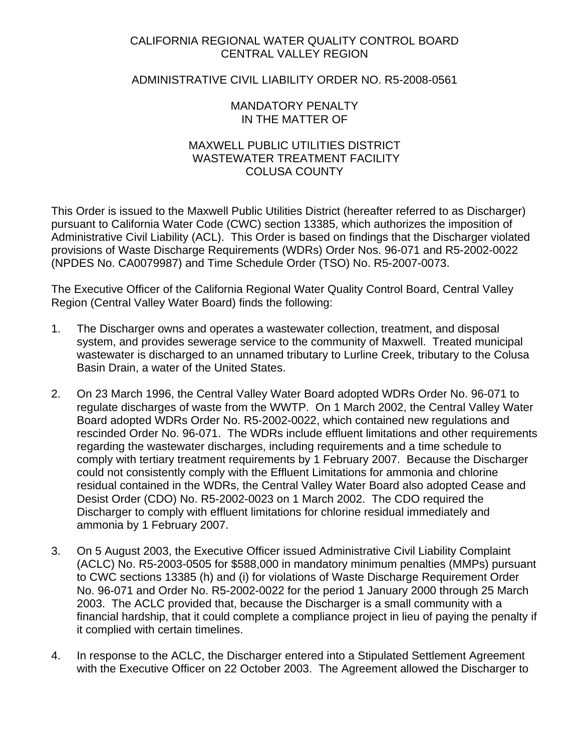# CALIFORNIA REGIONAL WATER QUALITY CONTROL BOARD
# CENTRAL VALLEY REGION

## ADMINISTRATIVE CIVIL LIABILITY ORDER NO. R5-2008-0561

### MANDATORY PENALTY
### IN THE MATTER OF

### MAXWELL PUBLIC UTILITIES DISTRICT
### WASTEWATER TREATMENT FACILITY
### COLUSA COUNTY

This Order is issued to the Maxwell Public Utilities District (hereafter referred to as Discharger) pursuant to California Water Code (CWC) section 13385, which authorizes the imposition of Administrative Civil Liability (ACL). This Order is based on findings that the Discharger violated provisions of Waste Discharge Requirements (WDRs) Order Nos. 96-071 and R5-2002-0022 (NPDES No. CA0079987) and Time Schedule Order (TSO) No. R5-2007-0073.

The Executive Officer of the California Regional Water Quality Control Board, Central Valley Region (Central Valley Water Board) finds the following:

1. The Discharger owns and operates a wastewater collection, treatment, and disposal system, and provides sewerage service to the community of Maxwell. Treated municipal wastewater is discharged to an unnamed tributary to Lurline Creek, tributary to the Colusa Basin Drain, a water of the United States.

2. On 23 March 1996, the Central Valley Water Board adopted WDRs Order No. 96-071 to regulate discharges of waste from the WWTP. On 1 March 2002, the Central Valley Water Board adopted WDRs Order No. R5-2002-0022, which contained new regulations and rescinded Order No. 96-071. The WDRs include effluent limitations and other requirements regarding the wastewater discharges, including requirements and a time schedule to comply with tertiary treatment requirements by 1 February 2007. Because the Discharger could not consistently comply with the Effluent Limitations for ammonia and chlorine residual contained in the WDRs, the Central Valley Water Board also adopted Cease and Desist Order (CDO) No. R5-2002-0023 on 1 March 2002. The CDO required the Discharger to comply with effluent limitations for chlorine residual immediately and ammonia by 1 February 2007.

3. On 5 August 2003, the Executive Officer issued Administrative Civil Liability Complaint (ACLC) No. R5-2003-0505 for $588,000 in mandatory minimum penalties (MMPs) pursuant to CWC sections 13385 (h) and (i) for violations of Waste Discharge Requirement Order No. 96-071 and Order No. R5-2002-0022 for the period 1 January 2000 through 25 March 2003. The ACLC provided that, because the Discharger is a small community with a financial hardship, that it could complete a compliance project in lieu of paying the penalty if it complied with certain timelines.

4. In response to the ACLC, the Discharger entered into a Stipulated Settlement Agreement with the Executive Officer on 22 October 2003. The Agreement allowed the Discharger to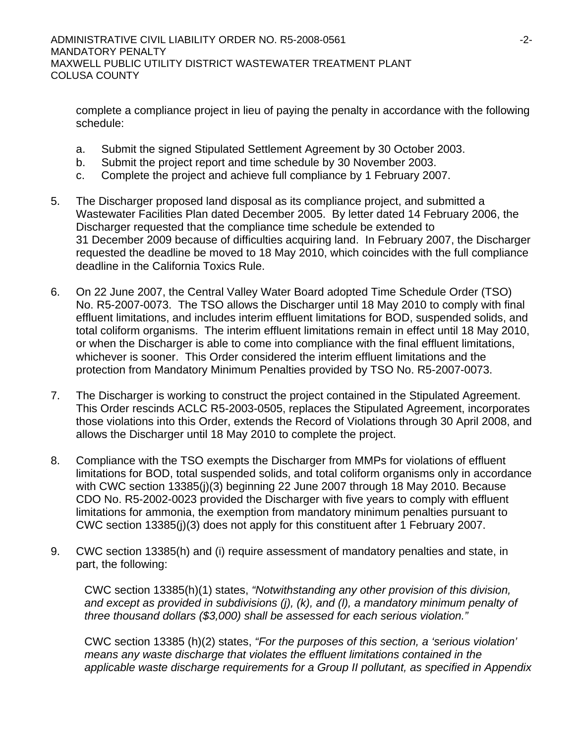complete a compliance project in lieu of paying the penalty in accordance with the following schedule:

a. Submit the signed Stipulated Settlement Agreement by 30 October 2003.
b. Submit the project report and time schedule by 30 November 2003.
c. Complete the project and achieve full compliance by 1 February 2007.

5. The Discharger proposed land disposal as its compliance project, and submitted a Wastewater Facilities Plan dated December 2005. By letter dated 14 February 2006, the Discharger requested that the compliance time schedule be extended to 31 December 2009 because of difficulties acquiring land. In February 2007, the Discharger requested the deadline be moved to 18 May 2010, which coincides with the full compliance deadline in the California Toxics Rule.

6. On 22 June 2007, the Central Valley Water Board adopted Time Schedule Order (TSO) No. R5-2007-0073. The TSO allows the Discharger until 18 May 2010 to comply with final effluent limitations, and includes interim effluent limitations for BOD, suspended solids, and total coliform organisms. The interim effluent limitations remain in effect until 18 May 2010, or when the Discharger is able to come into compliance with the final effluent limitations, whichever is sooner. This Order considered the interim effluent limitations and the protection from Mandatory Minimum Penalties provided by TSO No. R5-2007-0073.

7. The Discharger is working to construct the project contained in the Stipulated Agreement. This Order rescinds ACLC R5-2003-0505, replaces the Stipulated Agreement, incorporates those violations into this Order, extends the Record of Violations through 30 April 2008, and allows the Discharger until 18 May 2010 to complete the project.

8. Compliance with the TSO exempts the Discharger from MMPs for violations of effluent limitations for BOD, total suspended solids, and total coliform organisms only in accordance with CWC section 13385(j)(3) beginning 22 June 2007 through 18 May 2010. Because CDO No. R5-2002-0023 provided the Discharger with five years to comply with effluent limitations for ammonia, the exemption from mandatory minimum penalties pursuant to CWC section 13385(j)(3) does not apply for this constituent after 1 February 2007.

9. CWC section 13385(h) and (i) require assessment of mandatory penalties and state, in part, the following:

   CWC section 13385(h)(1) states, *"Notwithstanding any other provision of this division, and except as provided in subdivisions (j), (k), and (l), a mandatory minimum penalty of three thousand dollars ($3,000) shall be assessed for each serious violation."*

   CWC section 13385 (h)(2) states, *"For the purposes of this section, a 'serious violation' means any waste discharge that violates the effluent limitations contained in the applicable waste discharge requirements for a Group II pollutant, as specified in Appendix*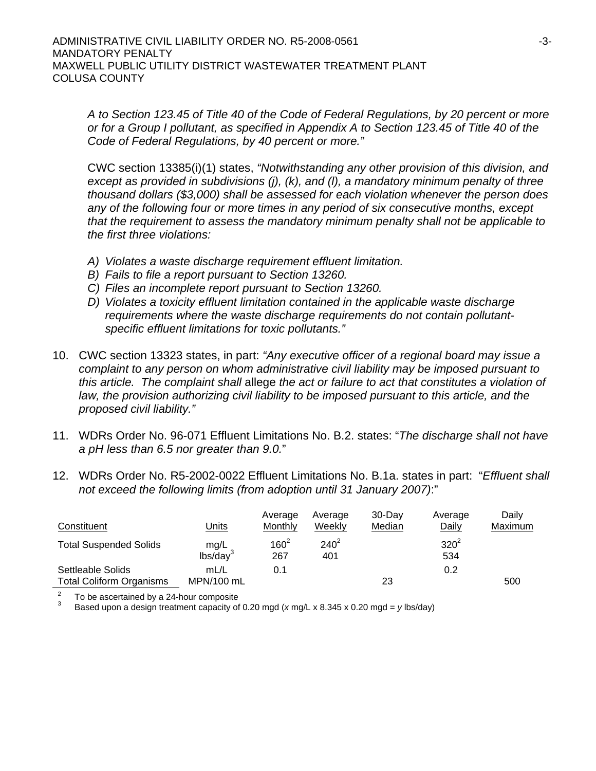*A to Section 123.45 of Title 40 of the Code of Federal Regulations, by 20 percent or more or for a Group I pollutant, as specified in Appendix A to Section 123.45 of Title 40 of the Code of Federal Regulations, by 40 percent or more."*

CWC section 13385(i)(1) states, *"Notwithstanding any other provision of this division, and except as provided in subdivisions (j), (k), and (l), a mandatory minimum penalty of three thousand dollars ($3,000) shall be assessed for each violation whenever the person does any of the following four or more times in any period of six consecutive months, except that the requirement to assess the mandatory minimum penalty shall not be applicable to the first three violations:*

*A) Violates a waste discharge requirement effluent limitation.*
*B) Fails to file a report pursuant to Section 13260.*
*C) Files an incomplete report pursuant to Section 13260.*
*D) Violates a toxicity effluent limitation contained in the applicable waste discharge requirements where the waste discharge requirements do not contain pollutant-specific effluent limitations for toxic pollutants."*

10. CWC section 13323 states, in part: *"Any executive officer of a regional board may issue a complaint to any person on whom administrative civil liability may be imposed pursuant to this article. The complaint shall* allege *the act or failure to act that constitutes a violation of law, the provision authorizing civil liability to be imposed pursuant to this article, and the proposed civil liability."*

11. WDRs Order No. 96-071 Effluent Limitations No. B.2. states: "*The discharge shall not have a pH less than 6.5 nor greater than 9.0.*"

12. WDRs Order No. R5-2002-0022 Effluent Limitations No. B.1a. states in part: "*Effluent shall not exceed the following limits (from adoption until 31 January 2007)*:"

| Constituent | Units | Average Monthly | Average Weekly | 30-Day Median | Average Daily | Daily Maximum |
|---|---|---|---|---|---|---|
| Total Suspended Solids | mg/L | 160[2] | 240[2] | | 320[2] | |
| | lbs/day[3] | 267 | 401 | | 534 | |
| Settleable Solids | mL/L | 0.1 | | | 0.2 | |
| Total Coliform Organisms | MPN/100 mL | | | 23 | | 500 |

[2] To be ascertained by a 24-hour composite
[3] Based upon a design treatment capacity of 0.20 mgd (*x* mg/L x 8.345 x 0.20 mgd = *y* lbs/day)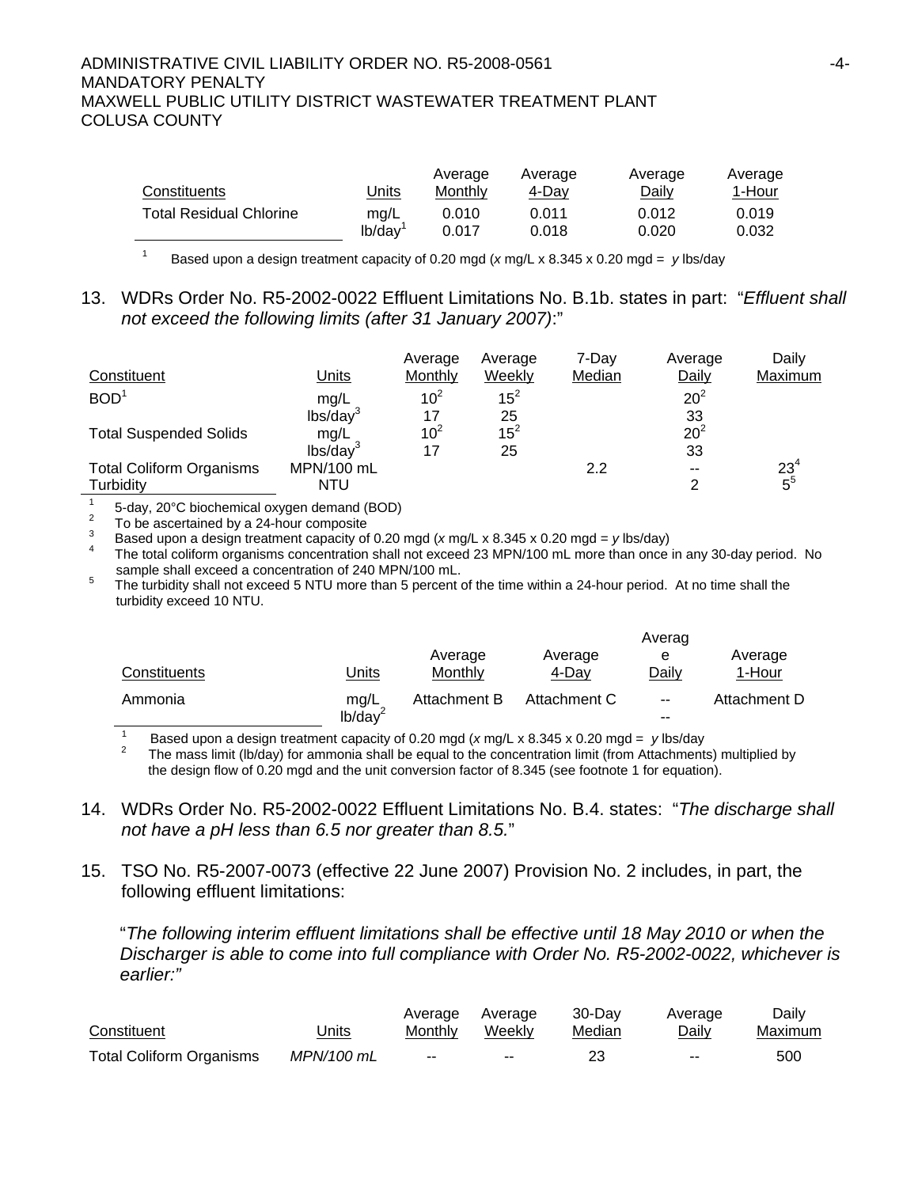| Constituents | Units | Average Monthly | Average 4-Day | Average Daily | Average 1-Hour |
|---|---|---|---|---|---|
| Total Residual Chlorine | mg/L | 0.010 | 0.011 | 0.012 | 0.019 |
| | lb/day[1] | 0.017 | 0.018 | 0.020 | 0.032 |

[1] Based upon a design treatment capacity of 0.20 mgd (*x* mg/L x 8.345 x 0.20 mgd = *y* lbs/day

13. WDRs Order No. R5-2002-0022 Effluent Limitations No. B.1b. states in part: "*Effluent shall not exceed the following limits (after 31 January 2007)*:"

| Constituent | Units | Average Monthly | Average Weekly | 7-Day Median | Average Daily | Daily Maximum |
|---|---|---|---|---|---|---|
| BOD[1] | mg/L | 10[2] | 15[2] | | 20[2] | |
| | lbs/day[3] | 17 | 25 | | 33 | |
| Total Suspended Solids | mg/L | 10[2] | 15[2] | | 20[2] | |
| | lbs/day[3] | 17 | 25 | | 33 | |
| Total Coliform Organisms | MPN/100 mL | | | 2.2 | -- | 23[4] |
| Turbidity | NTU | | | | 2 | 5[5] |

[1] 5-day, 20°C biochemical oxygen demand (BOD)
[2] To be ascertained by a 24-hour composite
[3] Based upon a design treatment capacity of 0.20 mgd (*x* mg/L x 8.345 x 0.20 mgd = *y* lbs/day)
[4] The total coliform organisms concentration shall not exceed 23 MPN/100 mL more than once in any 30-day period. No sample shall exceed a concentration of 240 MPN/100 mL.
[5] The turbidity shall not exceed 5 NTU more than 5 percent of the time within a 24-hour period. At no time shall the turbidity exceed 10 NTU.

| Constituents | Units | Average Monthly | Average 4-Day | Average Daily | Average 1-Hour |
|---|---|---|---|---|---|
| Ammonia | mg/L | Attachment B | Attachment C | -- | Attachment D |
| | lb/day[2] | | | -- | |

[1] Based upon a design treatment capacity of 0.20 mgd (*x* mg/L x 8.345 x 0.20 mgd = *y* lbs/day
[2] The mass limit (lb/day) for ammonia shall be equal to the concentration limit (from Attachments) multiplied by the design flow of 0.20 mgd and the unit conversion factor of 8.345 (see footnote 1 for equation).

14. WDRs Order No. R5-2002-0022 Effluent Limitations No. B.4. states: "*The discharge shall not have a pH less than 6.5 nor greater than 8.5.*"

15. TSO No. R5-2007-0073 (effective 22 June 2007) Provision No. 2 includes, in part, the following effluent limitations:

"*The following interim effluent limitations shall be effective until 18 May 2010 or when the Discharger is able to come into full compliance with Order No. R5-2002-0022, whichever is earlier:"*

| Constituent | Units | Average Monthly | Average Weekly | 30-Day Median | Average Daily | Daily Maximum |
|---|---|---|---|---|---|---|
| Total Coliform Organisms | *MPN/100 mL* | -- | -- | 23 | -- | 500 |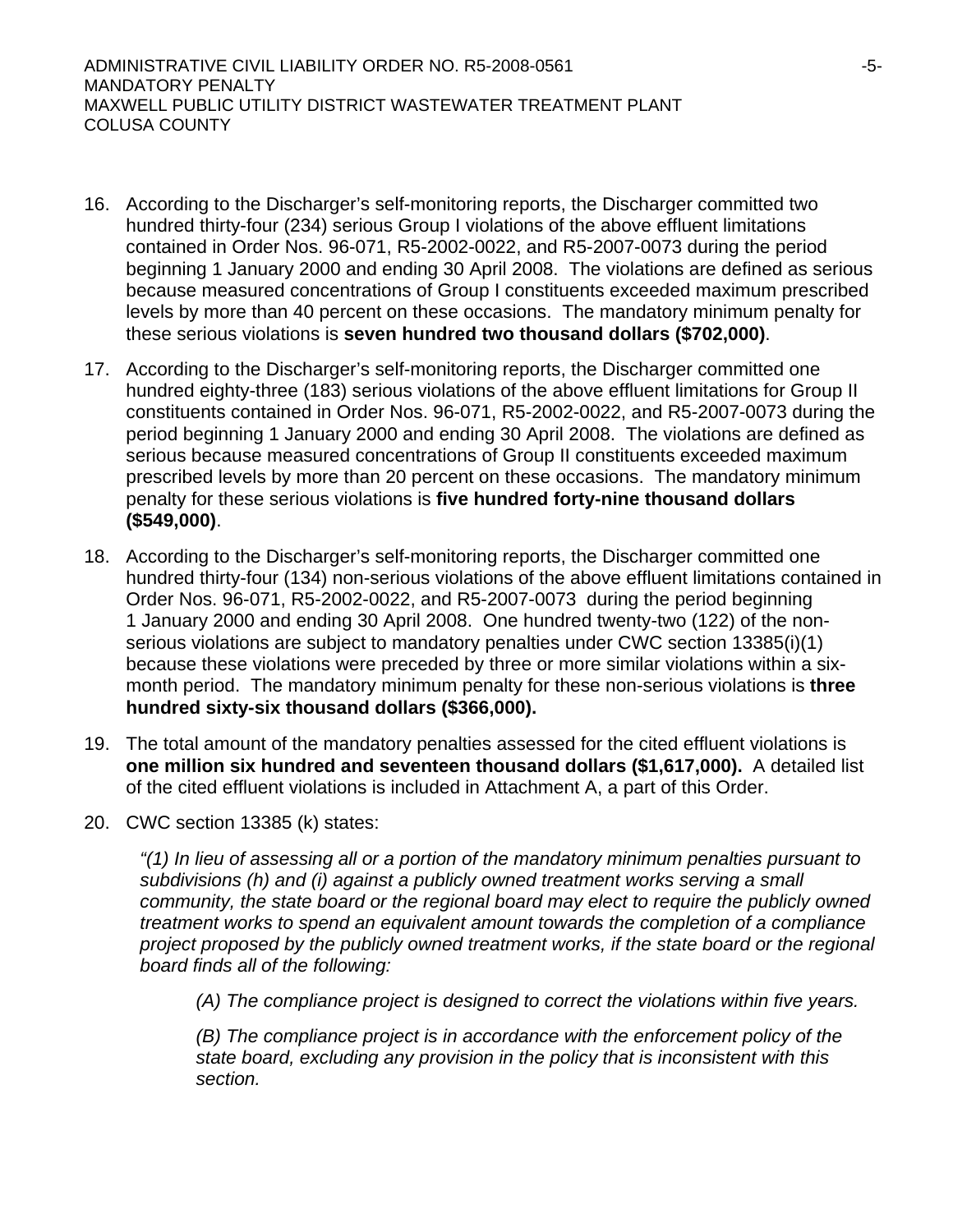16. According to the Discharger's self-monitoring reports, the Discharger committed two hundred thirty-four (234) serious Group I violations of the above effluent limitations contained in Order Nos. 96-071, R5-2002-0022, and R5-2007-0073 during the period beginning 1 January 2000 and ending 30 April 2008. The violations are defined as serious because measured concentrations of Group I constituents exceeded maximum prescribed levels by more than 40 percent on these occasions. The mandatory minimum penalty for these serious violations is **seven hundred two thousand dollars ($702,000)**.

17. According to the Discharger's self-monitoring reports, the Discharger committed one hundred eighty-three (183) serious violations of the above effluent limitations for Group II constituents contained in Order Nos. 96-071, R5-2002-0022, and R5-2007-0073 during the period beginning 1 January 2000 and ending 30 April 2008. The violations are defined as serious because measured concentrations of Group II constituents exceeded maximum prescribed levels by more than 20 percent on these occasions. The mandatory minimum penalty for these serious violations is **five hundred forty-nine thousand dollars ($549,000)**.

18. According to the Discharger's self-monitoring reports, the Discharger committed one hundred thirty-four (134) non-serious violations of the above effluent limitations contained in Order Nos. 96-071, R5-2002-0022, and R5-2007-0073 during the period beginning 1 January 2000 and ending 30 April 2008. One hundred twenty-two (122) of the non-serious violations are subject to mandatory penalties under CWC section 13385(i)(1) because these violations were preceded by three or more similar violations within a six-month period. The mandatory minimum penalty for these non-serious violations is **three hundred sixty-six thousand dollars ($366,000).**

19. The total amount of the mandatory penalties assessed for the cited effluent violations is **one million six hundred and seventeen thousand dollars ($1,617,000).** A detailed list of the cited effluent violations is included in Attachment A, a part of this Order.

20. CWC section 13385 (k) states:

    *"(1) In lieu of assessing all or a portion of the mandatory minimum penalties pursuant to subdivisions (h) and (i) against a publicly owned treatment works serving a small community, the state board or the regional board may elect to require the publicly owned treatment works to spend an equivalent amount towards the completion of a compliance project proposed by the publicly owned treatment works, if the state board or the regional board finds all of the following:*

    *(A) The compliance project is designed to correct the violations within five years.*

    *(B) The compliance project is in accordance with the enforcement policy of the state board, excluding any provision in the policy that is inconsistent with this section.*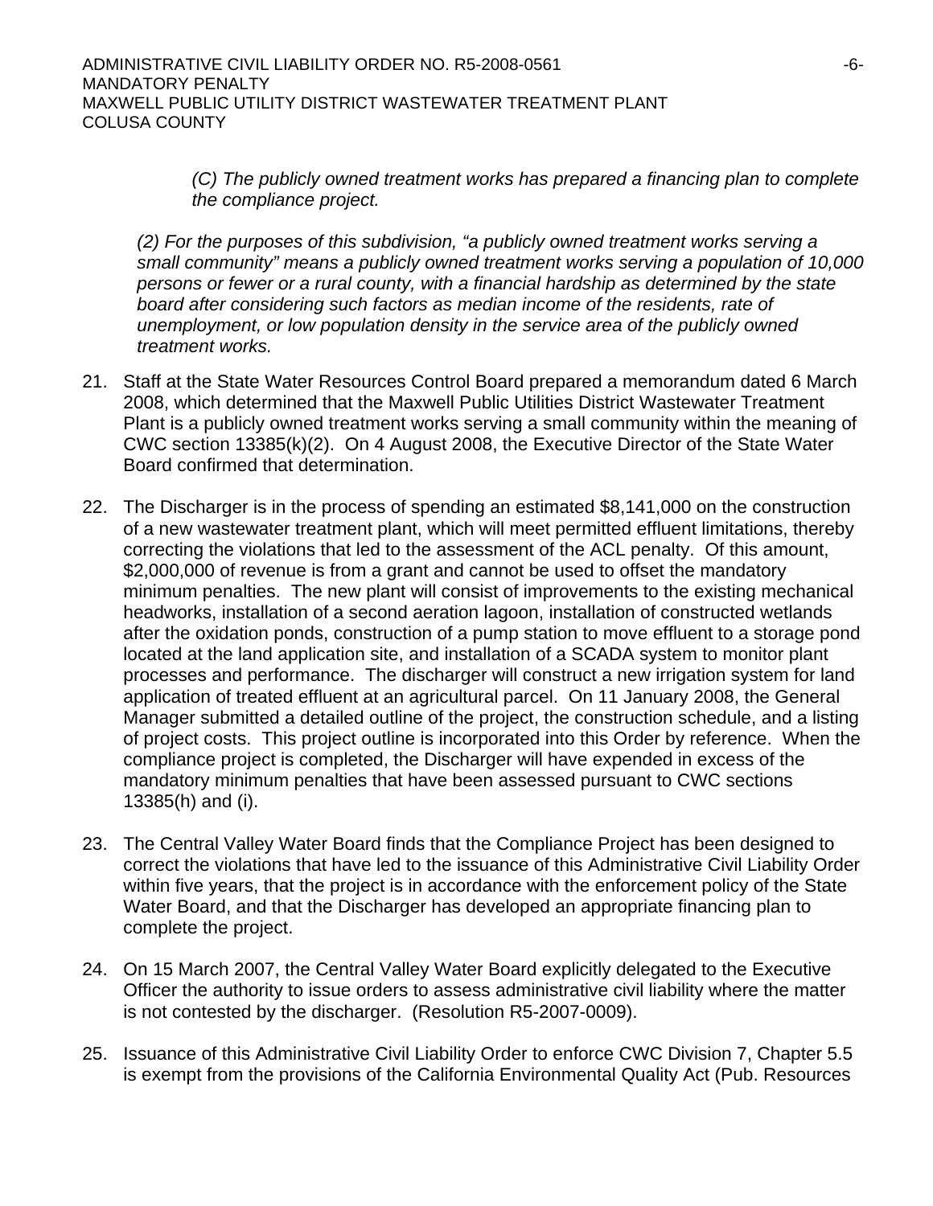*(C) The publicly owned treatment works has prepared a financing plan to complete the compliance project.*

*(2) For the purposes of this subdivision, "a publicly owned treatment works serving a small community" means a publicly owned treatment works serving a population of 10,000 persons or fewer or a rural county, with a financial hardship as determined by the state board after considering such factors as median income of the residents, rate of unemployment, or low population density in the service area of the publicly owned treatment works.*

21. Staff at the State Water Resources Control Board prepared a memorandum dated 6 March 2008, which determined that the Maxwell Public Utilities District Wastewater Treatment Plant is a publicly owned treatment works serving a small community within the meaning of CWC section 13385(k)(2). On 4 August 2008, the Executive Director of the State Water Board confirmed that determination.

22. The Discharger is in the process of spending an estimated $8,141,000 on the construction of a new wastewater treatment plant, which will meet permitted effluent limitations, thereby correcting the violations that led to the assessment of the ACL penalty. Of this amount, $2,000,000 of revenue is from a grant and cannot be used to offset the mandatory minimum penalties. The new plant will consist of improvements to the existing mechanical headworks, installation of a second aeration lagoon, installation of constructed wetlands after the oxidation ponds, construction of a pump station to move effluent to a storage pond located at the land application site, and installation of a SCADA system to monitor plant processes and performance. The discharger will construct a new irrigation system for land application of treated effluent at an agricultural parcel. On 11 January 2008, the General Manager submitted a detailed outline of the project, the construction schedule, and a listing of project costs. This project outline is incorporated into this Order by reference. When the compliance project is completed, the Discharger will have expended in excess of the mandatory minimum penalties that have been assessed pursuant to CWC sections 13385(h) and (i).

23. The Central Valley Water Board finds that the Compliance Project has been designed to correct the violations that have led to the issuance of this Administrative Civil Liability Order within five years, that the project is in accordance with the enforcement policy of the State Water Board, and that the Discharger has developed an appropriate financing plan to complete the project.

24. On 15 March 2007, the Central Valley Water Board explicitly delegated to the Executive Officer the authority to issue orders to assess administrative civil liability where the matter is not contested by the discharger. (Resolution R5-2007-0009).

25. Issuance of this Administrative Civil Liability Order to enforce CWC Division 7, Chapter 5.5 is exempt from the provisions of the California Environmental Quality Act (Pub. Resources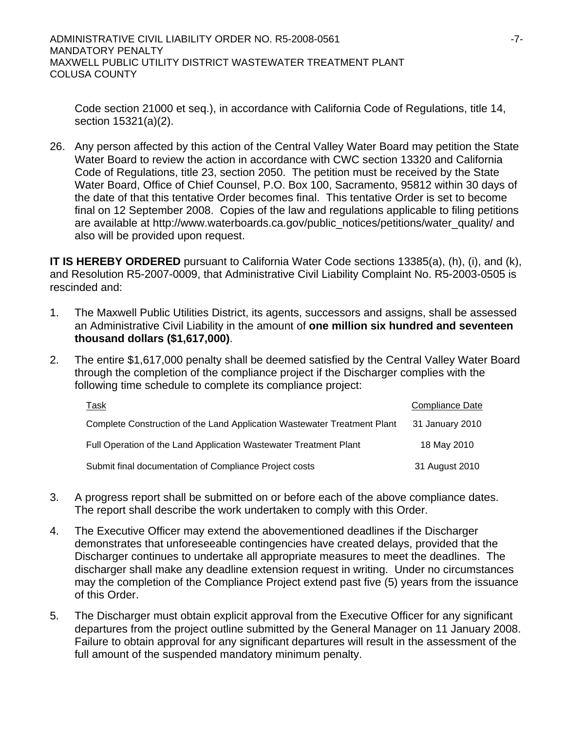Code section 21000 et seq.), in accordance with California Code of Regulations, title 14, section 15321(a)(2).

26. Any person affected by this action of the Central Valley Water Board may petition the State Water Board to review the action in accordance with CWC section 13320 and California Code of Regulations, title 23, section 2050. The petition must be received by the State Water Board, Office of Chief Counsel, P.O. Box 100, Sacramento, 95812 within 30 days of the date of that this tentative Order becomes final. This tentative Order is set to become final on 12 September 2008. Copies of the law and regulations applicable to filing petitions are available at http://www.waterboards.ca.gov/public_notices/petitions/water_quality/ and also will be provided upon request.

**IT IS HEREBY ORDERED** pursuant to California Water Code sections 13385(a), (h), (i), and (k), and Resolution R5-2007-0009, that Administrative Civil Liability Complaint No. R5-2003-0505 is rescinded and:

1. The Maxwell Public Utilities District, its agents, successors and assigns, shall be assessed an Administrative Civil Liability in the amount of **one million six hundred and seventeen thousand dollars ($1,617,000)**.

2. The entire $1,617,000 penalty shall be deemed satisfied by the Central Valley Water Board through the completion of the compliance project if the Discharger complies with the following time schedule to complete its compliance project:

| Task | Compliance Date |
|---|---|
| Complete Construction of the Land Application Wastewater Treatment Plant | 31 January 2010 |
| Full Operation of the Land Application Wastewater Treatment Plant | 18 May 2010 |
| Submit final documentation of Compliance Project costs | 31 August 2010 |

3. A progress report shall be submitted on or before each of the above compliance dates. The report shall describe the work undertaken to comply with this Order.

4. The Executive Officer may extend the abovementioned deadlines if the Discharger demonstrates that unforeseeable contingencies have created delays, provided that the Discharger continues to undertake all appropriate measures to meet the deadlines. The discharger shall make any deadline extension request in writing. Under no circumstances may the completion of the Compliance Project extend past five (5) years from the issuance of this Order.

5. The Discharger must obtain explicit approval from the Executive Officer for any significant departures from the project outline submitted by the General Manager on 11 January 2008. Failure to obtain approval for any significant departures will result in the assessment of the full amount of the suspended mandatory minimum penalty.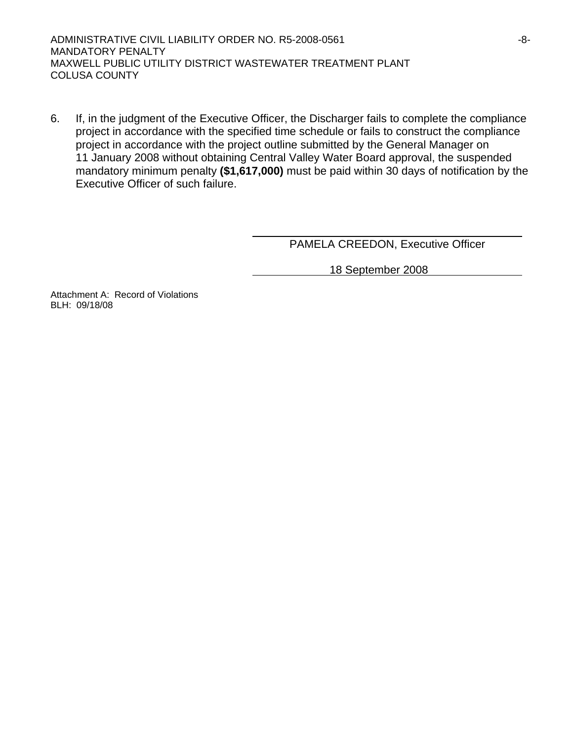6. If, in the judgment of the Executive Officer, the Discharger fails to complete the compliance project in accordance with the specified time schedule or fails to construct the compliance project in accordance with the project outline submitted by the General Manager on 11 January 2008 without obtaining Central Valley Water Board approval, the suspended mandatory minimum penalty **($1,617,000)** must be paid within 30 days of notification by the Executive Officer of such failure.

PAMELA CREEDON, Executive Officer

18 September 2008

Attachment A: Record of Violations
BLH: 09/18/08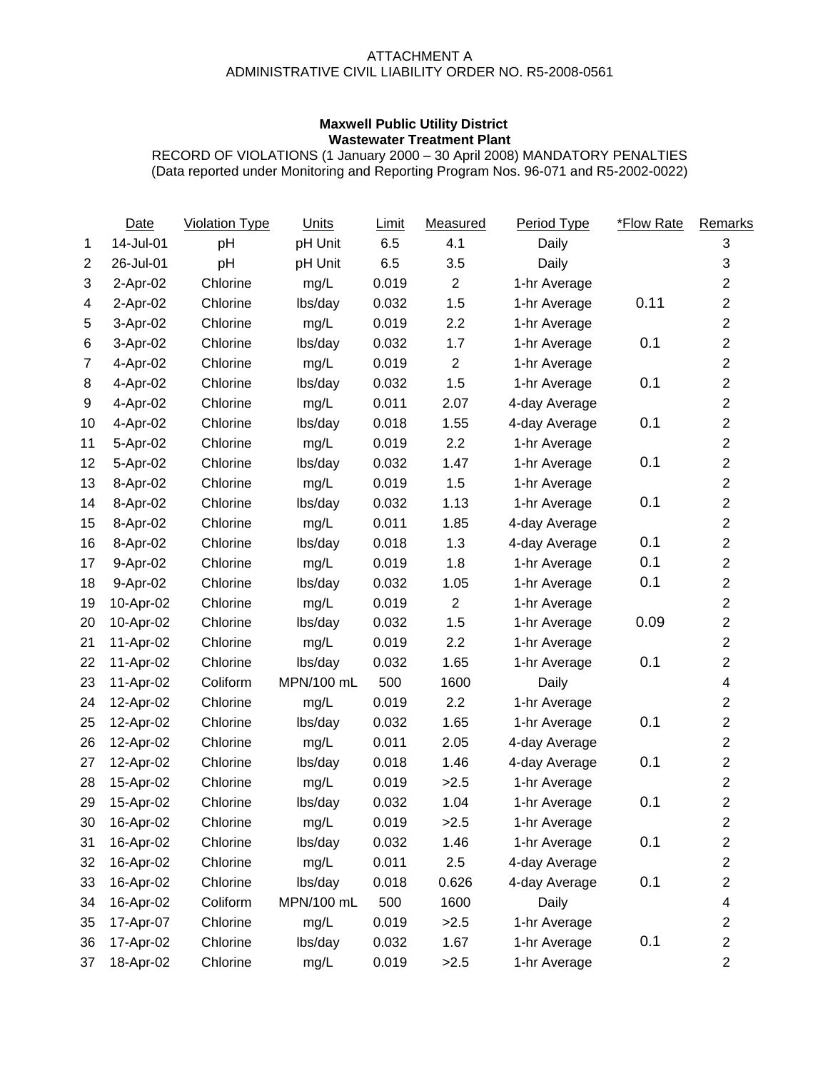ATTACHMENT A
ADMINISTRATIVE CIVIL LIABILITY ORDER NO. R5-2008-0561

**Maxwell Public Utility District**
**Wastewater Treatment Plant**

RECORD OF VIOLATIONS (1 January 2000 – 30 April 2008) MANDATORY PENALTIES
(Data reported under Monitoring and Reporting Program Nos. 96-071 and R5-2002-0022)

| | Date | Violation Type | Units | Limit | Measured | Period Type | *Flow Rate | Remarks |
|---|---|---|---|---|---|---|---|---|
| 1 | 14-Jul-01 | pH | pH Unit | 6.5 | 4.1 | Daily | | 3 |
| 2 | 26-Jul-01 | pH | pH Unit | 6.5 | 3.5 | Daily | | 3 |
| 3 | 2-Apr-02 | Chlorine | mg/L | 0.019 | 2 | 1-hr Average | | 2 |
| 4 | 2-Apr-02 | Chlorine | lbs/day | 0.032 | 1.5 | 1-hr Average | 0.11 | 2 |
| 5 | 3-Apr-02 | Chlorine | mg/L | 0.019 | 2.2 | 1-hr Average | | 2 |
| 6 | 3-Apr-02 | Chlorine | lbs/day | 0.032 | 1.7 | 1-hr Average | 0.1 | 2 |
| 7 | 4-Apr-02 | Chlorine | mg/L | 0.019 | 2 | 1-hr Average | | 2 |
| 8 | 4-Apr-02 | Chlorine | lbs/day | 0.032 | 1.5 | 1-hr Average | 0.1 | 2 |
| 9 | 4-Apr-02 | Chlorine | mg/L | 0.011 | 2.07 | 4-day Average | | 2 |
| 10 | 4-Apr-02 | Chlorine | lbs/day | 0.018 | 1.55 | 4-day Average | 0.1 | 2 |
| 11 | 5-Apr-02 | Chlorine | mg/L | 0.019 | 2.2 | 1-hr Average | | 2 |
| 12 | 5-Apr-02 | Chlorine | lbs/day | 0.032 | 1.47 | 1-hr Average | 0.1 | 2 |
| 13 | 8-Apr-02 | Chlorine | mg/L | 0.019 | 1.5 | 1-hr Average | | 2 |
| 14 | 8-Apr-02 | Chlorine | lbs/day | 0.032 | 1.13 | 1-hr Average | 0.1 | 2 |
| 15 | 8-Apr-02 | Chlorine | mg/L | 0.011 | 1.85 | 4-day Average | | 2 |
| 16 | 8-Apr-02 | Chlorine | lbs/day | 0.018 | 1.3 | 4-day Average | 0.1 | 2 |
| 17 | 9-Apr-02 | Chlorine | mg/L | 0.019 | 1.8 | 1-hr Average | 0.1 | 2 |
| 18 | 9-Apr-02 | Chlorine | lbs/day | 0.032 | 1.05 | 1-hr Average | 0.1 | 2 |
| 19 | 10-Apr-02 | Chlorine | mg/L | 0.019 | 2 | 1-hr Average | | 2 |
| 20 | 10-Apr-02 | Chlorine | lbs/day | 0.032 | 1.5 | 1-hr Average | 0.09 | 2 |
| 21 | 11-Apr-02 | Chlorine | mg/L | 0.019 | 2.2 | 1-hr Average | | 2 |
| 22 | 11-Apr-02 | Chlorine | lbs/day | 0.032 | 1.65 | 1-hr Average | 0.1 | 2 |
| 23 | 11-Apr-02 | Coliform | MPN/100 mL | 500 | 1600 | Daily | | 4 |
| 24 | 12-Apr-02 | Chlorine | mg/L | 0.019 | 2.2 | 1-hr Average | | 2 |
| 25 | 12-Apr-02 | Chlorine | lbs/day | 0.032 | 1.65 | 1-hr Average | 0.1 | 2 |
| 26 | 12-Apr-02 | Chlorine | mg/L | 0.011 | 2.05 | 4-day Average | | 2 |
| 27 | 12-Apr-02 | Chlorine | lbs/day | 0.018 | 1.46 | 4-day Average | 0.1 | 2 |
| 28 | 15-Apr-02 | Chlorine | mg/L | 0.019 | >2.5 | 1-hr Average | | 2 |
| 29 | 15-Apr-02 | Chlorine | lbs/day | 0.032 | 1.04 | 1-hr Average | 0.1 | 2 |
| 30 | 16-Apr-02 | Chlorine | mg/L | 0.019 | >2.5 | 1-hr Average | | 2 |
| 31 | 16-Apr-02 | Chlorine | lbs/day | 0.032 | 1.46 | 1-hr Average | 0.1 | 2 |
| 32 | 16-Apr-02 | Chlorine | mg/L | 0.011 | 2.5 | 4-day Average | | 2 |
| 33 | 16-Apr-02 | Chlorine | lbs/day | 0.018 | 0.626 | 4-day Average | 0.1 | 2 |
| 34 | 16-Apr-02 | Coliform | MPN/100 mL | 500 | 1600 | Daily | | 4 |
| 35 | 17-Apr-07 | Chlorine | mg/L | 0.019 | >2.5 | 1-hr Average | | 2 |
| 36 | 17-Apr-02 | Chlorine | lbs/day | 0.032 | 1.67 | 1-hr Average | 0.1 | 2 |
| 37 | 18-Apr-02 | Chlorine | mg/L | 0.019 | >2.5 | 1-hr Average | | 2 |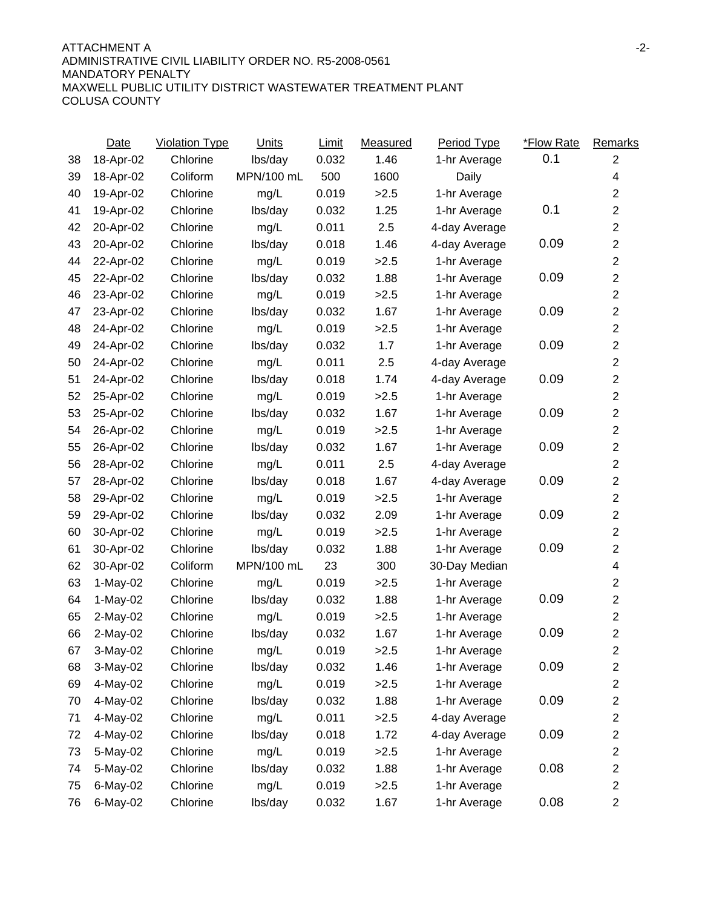ATTACHMENT A
ADMINISTRATIVE CIVIL LIABILITY ORDER NO. R5-2008-0561
MANDATORY PENALTY
MAXWELL PUBLIC UTILITY DISTRICT WASTEWATER TREATMENT PLANT
COLUSA COUNTY

| | Date | Violation Type | Units | Limit | Measured | Period Type | *Flow Rate | Remarks |
|---|---|---|---|---|---|---|---|---|
| 38 | 18-Apr-02 | Chlorine | lbs/day | 0.032 | 1.46 | 1-hr Average | 0.1 | 2 |
| 39 | 18-Apr-02 | Coliform | MPN/100 mL | 500 | 1600 | Daily | | 4 |
| 40 | 19-Apr-02 | Chlorine | mg/L | 0.019 | >2.5 | 1-hr Average | | 2 |
| 41 | 19-Apr-02 | Chlorine | lbs/day | 0.032 | 1.25 | 1-hr Average | 0.1 | 2 |
| 42 | 20-Apr-02 | Chlorine | mg/L | 0.011 | 2.5 | 4-day Average | | 2 |
| 43 | 20-Apr-02 | Chlorine | lbs/day | 0.018 | 1.46 | 4-day Average | 0.09 | 2 |
| 44 | 22-Apr-02 | Chlorine | mg/L | 0.019 | >2.5 | 1-hr Average | | 2 |
| 45 | 22-Apr-02 | Chlorine | lbs/day | 0.032 | 1.88 | 1-hr Average | 0.09 | 2 |
| 46 | 23-Apr-02 | Chlorine | mg/L | 0.019 | >2.5 | 1-hr Average | | 2 |
| 47 | 23-Apr-02 | Chlorine | lbs/day | 0.032 | 1.67 | 1-hr Average | 0.09 | 2 |
| 48 | 24-Apr-02 | Chlorine | mg/L | 0.019 | >2.5 | 1-hr Average | | 2 |
| 49 | 24-Apr-02 | Chlorine | lbs/day | 0.032 | 1.7 | 1-hr Average | 0.09 | 2 |
| 50 | 24-Apr-02 | Chlorine | mg/L | 0.011 | 2.5 | 4-day Average | | 2 |
| 51 | 24-Apr-02 | Chlorine | lbs/day | 0.018 | 1.74 | 4-day Average | 0.09 | 2 |
| 52 | 25-Apr-02 | Chlorine | mg/L | 0.019 | >2.5 | 1-hr Average | | 2 |
| 53 | 25-Apr-02 | Chlorine | lbs/day | 0.032 | 1.67 | 1-hr Average | 0.09 | 2 |
| 54 | 26-Apr-02 | Chlorine | mg/L | 0.019 | >2.5 | 1-hr Average | | 2 |
| 55 | 26-Apr-02 | Chlorine | lbs/day | 0.032 | 1.67 | 1-hr Average | 0.09 | 2 |
| 56 | 28-Apr-02 | Chlorine | mg/L | 0.011 | 2.5 | 4-day Average | | 2 |
| 57 | 28-Apr-02 | Chlorine | lbs/day | 0.018 | 1.67 | 4-day Average | 0.09 | 2 |
| 58 | 29-Apr-02 | Chlorine | mg/L | 0.019 | >2.5 | 1-hr Average | | 2 |
| 59 | 29-Apr-02 | Chlorine | lbs/day | 0.032 | 2.09 | 1-hr Average | 0.09 | 2 |
| 60 | 30-Apr-02 | Chlorine | mg/L | 0.019 | >2.5 | 1-hr Average | | 2 |
| 61 | 30-Apr-02 | Chlorine | lbs/day | 0.032 | 1.88 | 1-hr Average | 0.09 | 2 |
| 62 | 30-Apr-02 | Coliform | MPN/100 mL | 23 | 300 | 30-Day Median | | 4 |
| 63 | 1-May-02 | Chlorine | mg/L | 0.019 | >2.5 | 1-hr Average | | 2 |
| 64 | 1-May-02 | Chlorine | lbs/day | 0.032 | 1.88 | 1-hr Average | 0.09 | 2 |
| 65 | 2-May-02 | Chlorine | mg/L | 0.019 | >2.5 | 1-hr Average | | 2 |
| 66 | 2-May-02 | Chlorine | lbs/day | 0.032 | 1.67 | 1-hr Average | 0.09 | 2 |
| 67 | 3-May-02 | Chlorine | mg/L | 0.019 | >2.5 | 1-hr Average | | 2 |
| 68 | 3-May-02 | Chlorine | lbs/day | 0.032 | 1.46 | 1-hr Average | 0.09 | 2 |
| 69 | 4-May-02 | Chlorine | mg/L | 0.019 | >2.5 | 1-hr Average | | 2 |
| 70 | 4-May-02 | Chlorine | lbs/day | 0.032 | 1.88 | 1-hr Average | 0.09 | 2 |
| 71 | 4-May-02 | Chlorine | mg/L | 0.011 | >2.5 | 4-day Average | | 2 |
| 72 | 4-May-02 | Chlorine | lbs/day | 0.018 | 1.72 | 4-day Average | 0.09 | 2 |
| 73 | 5-May-02 | Chlorine | mg/L | 0.019 | >2.5 | 1-hr Average | | 2 |
| 74 | 5-May-02 | Chlorine | lbs/day | 0.032 | 1.88 | 1-hr Average | 0.08 | 2 |
| 75 | 6-May-02 | Chlorine | mg/L | 0.019 | >2.5 | 1-hr Average | | 2 |
| 76 | 6-May-02 | Chlorine | lbs/day | 0.032 | 1.67 | 1-hr Average | 0.08 | 2 |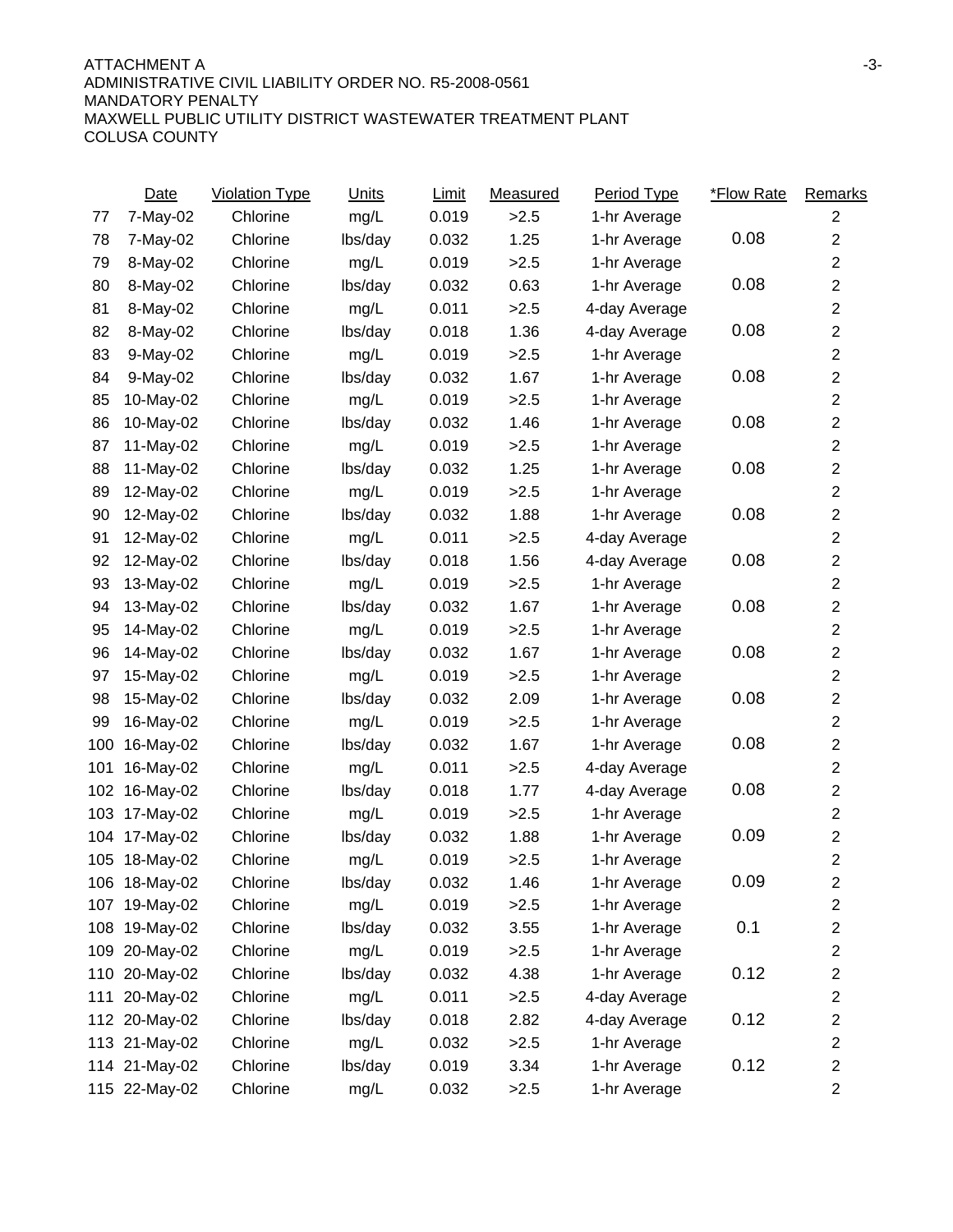ATTACHMENT A

ADMINISTRATIVE CIVIL LIABILITY ORDER NO. R5-2008-0561

MANDATORY PENALTY

MAXWELL PUBLIC UTILITY DISTRICT WASTEWATER TREATMENT PLANT

COLUSA COUNTY

| | Date | Violation Type | Units | Limit | Measured | Period Type | *Flow Rate | Remarks |
|---|---|---|---|---|---|---|---|---|
| 77 | 7-May-02 | Chlorine | mg/L | 0.019 | >2.5 | 1-hr Average | | 2 |
| 78 | 7-May-02 | Chlorine | lbs/day | 0.032 | 1.25 | 1-hr Average | 0.08 | 2 |
| 79 | 8-May-02 | Chlorine | mg/L | 0.019 | >2.5 | 1-hr Average | | 2 |
| 80 | 8-May-02 | Chlorine | lbs/day | 0.032 | 0.63 | 1-hr Average | 0.08 | 2 |
| 81 | 8-May-02 | Chlorine | mg/L | 0.011 | >2.5 | 4-day Average | | 2 |
| 82 | 8-May-02 | Chlorine | lbs/day | 0.018 | 1.36 | 4-day Average | 0.08 | 2 |
| 83 | 9-May-02 | Chlorine | mg/L | 0.019 | >2.5 | 1-hr Average | | 2 |
| 84 | 9-May-02 | Chlorine | lbs/day | 0.032 | 1.67 | 1-hr Average | 0.08 | 2 |
| 85 | 10-May-02 | Chlorine | mg/L | 0.019 | >2.5 | 1-hr Average | | 2 |
| 86 | 10-May-02 | Chlorine | lbs/day | 0.032 | 1.46 | 1-hr Average | 0.08 | 2 |
| 87 | 11-May-02 | Chlorine | mg/L | 0.019 | >2.5 | 1-hr Average | | 2 |
| 88 | 11-May-02 | Chlorine | lbs/day | 0.032 | 1.25 | 1-hr Average | 0.08 | 2 |
| 89 | 12-May-02 | Chlorine | mg/L | 0.019 | >2.5 | 1-hr Average | | 2 |
| 90 | 12-May-02 | Chlorine | lbs/day | 0.032 | 1.88 | 1-hr Average | 0.08 | 2 |
| 91 | 12-May-02 | Chlorine | mg/L | 0.011 | >2.5 | 4-day Average | | 2 |
| 92 | 12-May-02 | Chlorine | lbs/day | 0.018 | 1.56 | 4-day Average | 0.08 | 2 |
| 93 | 13-May-02 | Chlorine | mg/L | 0.019 | >2.5 | 1-hr Average | | 2 |
| 94 | 13-May-02 | Chlorine | lbs/day | 0.032 | 1.67 | 1-hr Average | 0.08 | 2 |
| 95 | 14-May-02 | Chlorine | mg/L | 0.019 | >2.5 | 1-hr Average | | 2 |
| 96 | 14-May-02 | Chlorine | lbs/day | 0.032 | 1.67 | 1-hr Average | 0.08 | 2 |
| 97 | 15-May-02 | Chlorine | mg/L | 0.019 | >2.5 | 1-hr Average | | 2 |
| 98 | 15-May-02 | Chlorine | lbs/day | 0.032 | 2.09 | 1-hr Average | 0.08 | 2 |
| 99 | 16-May-02 | Chlorine | mg/L | 0.019 | >2.5 | 1-hr Average | | 2 |
| 100 | 16-May-02 | Chlorine | lbs/day | 0.032 | 1.67 | 1-hr Average | 0.08 | 2 |
| 101 | 16-May-02 | Chlorine | mg/L | 0.011 | >2.5 | 4-day Average | | 2 |
| 102 | 16-May-02 | Chlorine | lbs/day | 0.018 | 1.77 | 4-day Average | 0.08 | 2 |
| 103 | 17-May-02 | Chlorine | mg/L | 0.019 | >2.5 | 1-hr Average | | 2 |
| 104 | 17-May-02 | Chlorine | lbs/day | 0.032 | 1.88 | 1-hr Average | 0.09 | 2 |
| 105 | 18-May-02 | Chlorine | mg/L | 0.019 | >2.5 | 1-hr Average | | 2 |
| 106 | 18-May-02 | Chlorine | lbs/day | 0.032 | 1.46 | 1-hr Average | 0.09 | 2 |
| 107 | 19-May-02 | Chlorine | mg/L | 0.019 | >2.5 | 1-hr Average | | 2 |
| 108 | 19-May-02 | Chlorine | lbs/day | 0.032 | 3.55 | 1-hr Average | 0.1 | 2 |
| 109 | 20-May-02 | Chlorine | mg/L | 0.019 | >2.5 | 1-hr Average | | 2 |
| 110 | 20-May-02 | Chlorine | lbs/day | 0.032 | 4.38 | 1-hr Average | 0.12 | 2 |
| 111 | 20-May-02 | Chlorine | mg/L | 0.011 | >2.5 | 4-day Average | | 2 |
| 112 | 20-May-02 | Chlorine | lbs/day | 0.018 | 2.82 | 4-day Average | 0.12 | 2 |
| 113 | 21-May-02 | Chlorine | mg/L | 0.032 | >2.5 | 1-hr Average | | 2 |
| 114 | 21-May-02 | Chlorine | lbs/day | 0.019 | 3.34 | 1-hr Average | 0.12 | 2 |
| 115 | 22-May-02 | Chlorine | mg/L | 0.032 | >2.5 | 1-hr Average | | 2 |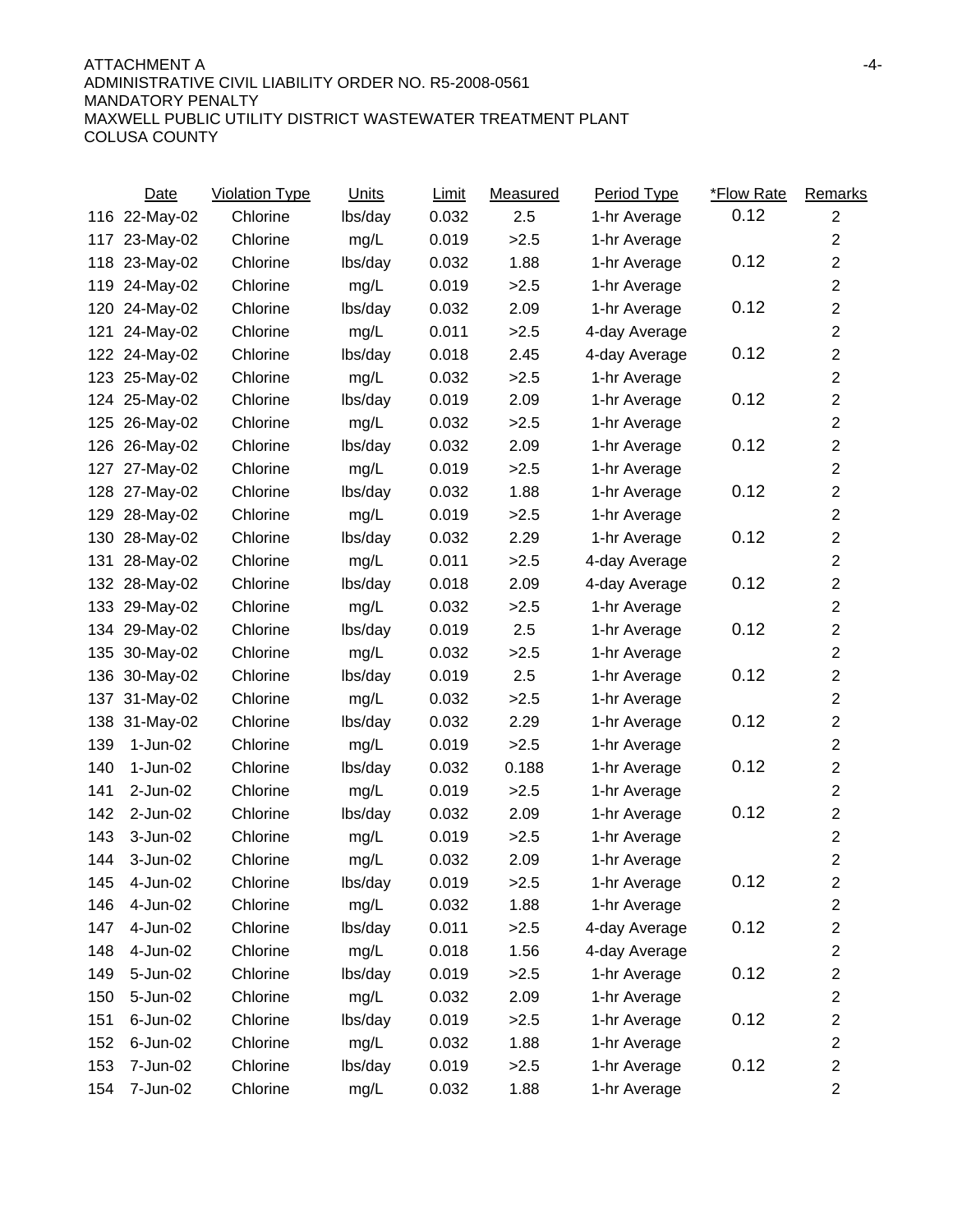ATTACHMENT A
ADMINISTRATIVE CIVIL LIABILITY ORDER NO. R5-2008-0561
MANDATORY PENALTY
MAXWELL PUBLIC UTILITY DISTRICT WASTEWATER TREATMENT PLANT
COLUSA COUNTY

| | Date | Violation Type | Units | Limit | Measured | Period Type | *Flow Rate | Remarks |
|---|---|---|---|---|---|---|---|---|
| 116 | 22-May-02 | Chlorine | lbs/day | 0.032 | 2.5 | 1-hr Average | 0.12 | 2 |
| 117 | 23-May-02 | Chlorine | mg/L | 0.019 | >2.5 | 1-hr Average | | 2 |
| 118 | 23-May-02 | Chlorine | lbs/day | 0.032 | 1.88 | 1-hr Average | 0.12 | 2 |
| 119 | 24-May-02 | Chlorine | mg/L | 0.019 | >2.5 | 1-hr Average | | 2 |
| 120 | 24-May-02 | Chlorine | lbs/day | 0.032 | 2.09 | 1-hr Average | 0.12 | 2 |
| 121 | 24-May-02 | Chlorine | mg/L | 0.011 | >2.5 | 4-day Average | | 2 |
| 122 | 24-May-02 | Chlorine | lbs/day | 0.018 | 2.45 | 4-day Average | 0.12 | 2 |
| 123 | 25-May-02 | Chlorine | mg/L | 0.032 | >2.5 | 1-hr Average | | 2 |
| 124 | 25-May-02 | Chlorine | lbs/day | 0.019 | 2.09 | 1-hr Average | 0.12 | 2 |
| 125 | 26-May-02 | Chlorine | mg/L | 0.032 | >2.5 | 1-hr Average | | 2 |
| 126 | 26-May-02 | Chlorine | lbs/day | 0.032 | 2.09 | 1-hr Average | 0.12 | 2 |
| 127 | 27-May-02 | Chlorine | mg/L | 0.019 | >2.5 | 1-hr Average | | 2 |
| 128 | 27-May-02 | Chlorine | lbs/day | 0.032 | 1.88 | 1-hr Average | 0.12 | 2 |
| 129 | 28-May-02 | Chlorine | mg/L | 0.019 | >2.5 | 1-hr Average | | 2 |
| 130 | 28-May-02 | Chlorine | lbs/day | 0.032 | 2.29 | 1-hr Average | 0.12 | 2 |
| 131 | 28-May-02 | Chlorine | mg/L | 0.011 | >2.5 | 4-day Average | | 2 |
| 132 | 28-May-02 | Chlorine | lbs/day | 0.018 | 2.09 | 4-day Average | 0.12 | 2 |
| 133 | 29-May-02 | Chlorine | mg/L | 0.032 | >2.5 | 1-hr Average | | 2 |
| 134 | 29-May-02 | Chlorine | lbs/day | 0.019 | 2.5 | 1-hr Average | 0.12 | 2 |
| 135 | 30-May-02 | Chlorine | mg/L | 0.032 | >2.5 | 1-hr Average | | 2 |
| 136 | 30-May-02 | Chlorine | lbs/day | 0.019 | 2.5 | 1-hr Average | 0.12 | 2 |
| 137 | 31-May-02 | Chlorine | mg/L | 0.032 | >2.5 | 1-hr Average | | 2 |
| 138 | 31-May-02 | Chlorine | lbs/day | 0.032 | 2.29 | 1-hr Average | 0.12 | 2 |
| 139 | 1-Jun-02 | Chlorine | mg/L | 0.019 | >2.5 | 1-hr Average | | 2 |
| 140 | 1-Jun-02 | Chlorine | lbs/day | 0.032 | 0.188 | 1-hr Average | 0.12 | 2 |
| 141 | 2-Jun-02 | Chlorine | mg/L | 0.019 | >2.5 | 1-hr Average | | 2 |
| 142 | 2-Jun-02 | Chlorine | lbs/day | 0.032 | 2.09 | 1-hr Average | 0.12 | 2 |
| 143 | 3-Jun-02 | Chlorine | mg/L | 0.019 | >2.5 | 1-hr Average | | 2 |
| 144 | 3-Jun-02 | Chlorine | mg/L | 0.032 | 2.09 | 1-hr Average | | 2 |
| 145 | 4-Jun-02 | Chlorine | lbs/day | 0.019 | >2.5 | 1-hr Average | 0.12 | 2 |
| 146 | 4-Jun-02 | Chlorine | mg/L | 0.032 | 1.88 | 1-hr Average | | 2 |
| 147 | 4-Jun-02 | Chlorine | lbs/day | 0.011 | >2.5 | 4-day Average | 0.12 | 2 |
| 148 | 4-Jun-02 | Chlorine | mg/L | 0.018 | 1.56 | 4-day Average | | 2 |
| 149 | 5-Jun-02 | Chlorine | lbs/day | 0.019 | >2.5 | 1-hr Average | 0.12 | 2 |
| 150 | 5-Jun-02 | Chlorine | mg/L | 0.032 | 2.09 | 1-hr Average | | 2 |
| 151 | 6-Jun-02 | Chlorine | lbs/day | 0.019 | >2.5 | 1-hr Average | 0.12 | 2 |
| 152 | 6-Jun-02 | Chlorine | mg/L | 0.032 | 1.88 | 1-hr Average | | 2 |
| 153 | 7-Jun-02 | Chlorine | lbs/day | 0.019 | >2.5 | 1-hr Average | 0.12 | 2 |
| 154 | 7-Jun-02 | Chlorine | mg/L | 0.032 | 1.88 | 1-hr Average | | 2 |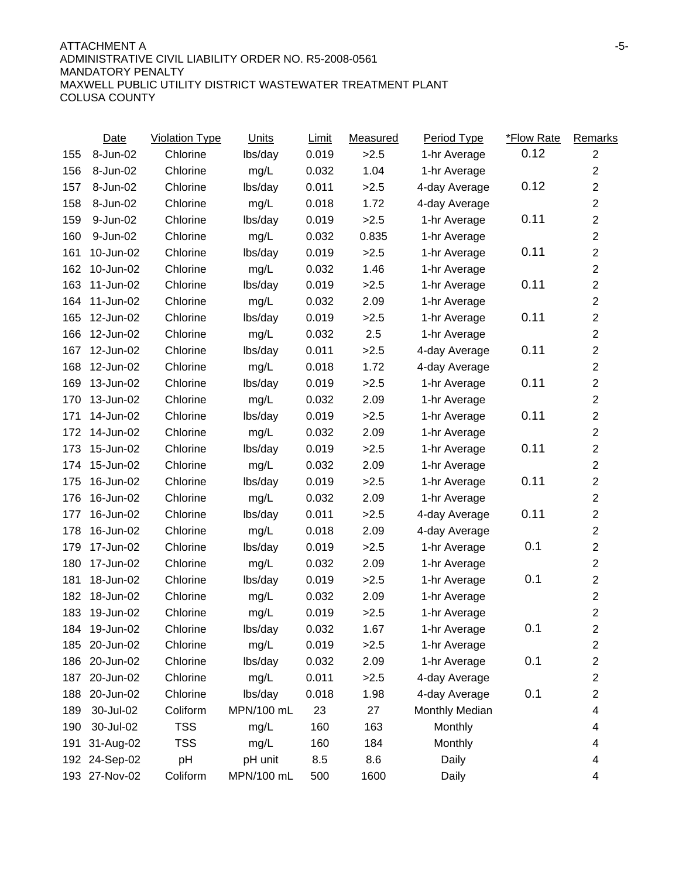ATTACHMENT A
ADMINISTRATIVE CIVIL LIABILITY ORDER NO. R5-2008-0561
MANDATORY PENALTY
MAXWELL PUBLIC UTILITY DISTRICT WASTEWATER TREATMENT PLANT
COLUSA COUNTY

| | Date | Violation Type | Units | Limit | Measured | Period Type | *Flow Rate | Remarks |
|---|---|---|---|---|---|---|---|---|
| 155 | 8-Jun-02 | Chlorine | lbs/day | 0.019 | >2.5 | 1-hr Average | 0.12 | 2 |
| 156 | 8-Jun-02 | Chlorine | mg/L | 0.032 | 1.04 | 1-hr Average | | 2 |
| 157 | 8-Jun-02 | Chlorine | lbs/day | 0.011 | >2.5 | 4-day Average | 0.12 | 2 |
| 158 | 8-Jun-02 | Chlorine | mg/L | 0.018 | 1.72 | 4-day Average | | 2 |
| 159 | 9-Jun-02 | Chlorine | lbs/day | 0.019 | >2.5 | 1-hr Average | 0.11 | 2 |
| 160 | 9-Jun-02 | Chlorine | mg/L | 0.032 | 0.835 | 1-hr Average | | 2 |
| 161 | 10-Jun-02 | Chlorine | lbs/day | 0.019 | >2.5 | 1-hr Average | 0.11 | 2 |
| 162 | 10-Jun-02 | Chlorine | mg/L | 0.032 | 1.46 | 1-hr Average | | 2 |
| 163 | 11-Jun-02 | Chlorine | lbs/day | 0.019 | >2.5 | 1-hr Average | 0.11 | 2 |
| 164 | 11-Jun-02 | Chlorine | mg/L | 0.032 | 2.09 | 1-hr Average | | 2 |
| 165 | 12-Jun-02 | Chlorine | lbs/day | 0.019 | >2.5 | 1-hr Average | 0.11 | 2 |
| 166 | 12-Jun-02 | Chlorine | mg/L | 0.032 | 2.5 | 1-hr Average | | 2 |
| 167 | 12-Jun-02 | Chlorine | lbs/day | 0.011 | >2.5 | 4-day Average | 0.11 | 2 |
| 168 | 12-Jun-02 | Chlorine | mg/L | 0.018 | 1.72 | 4-day Average | | 2 |
| 169 | 13-Jun-02 | Chlorine | lbs/day | 0.019 | >2.5 | 1-hr Average | 0.11 | 2 |
| 170 | 13-Jun-02 | Chlorine | mg/L | 0.032 | 2.09 | 1-hr Average | | 2 |
| 171 | 14-Jun-02 | Chlorine | lbs/day | 0.019 | >2.5 | 1-hr Average | 0.11 | 2 |
| 172 | 14-Jun-02 | Chlorine | mg/L | 0.032 | 2.09 | 1-hr Average | | 2 |
| 173 | 15-Jun-02 | Chlorine | lbs/day | 0.019 | >2.5 | 1-hr Average | 0.11 | 2 |
| 174 | 15-Jun-02 | Chlorine | mg/L | 0.032 | 2.09 | 1-hr Average | | 2 |
| 175 | 16-Jun-02 | Chlorine | lbs/day | 0.019 | >2.5 | 1-hr Average | 0.11 | 2 |
| 176 | 16-Jun-02 | Chlorine | mg/L | 0.032 | 2.09 | 1-hr Average | | 2 |
| 177 | 16-Jun-02 | Chlorine | lbs/day | 0.011 | >2.5 | 4-day Average | 0.11 | 2 |
| 178 | 16-Jun-02 | Chlorine | mg/L | 0.018 | 2.09 | 4-day Average | | 2 |
| 179 | 17-Jun-02 | Chlorine | lbs/day | 0.019 | >2.5 | 1-hr Average | 0.1 | 2 |
| 180 | 17-Jun-02 | Chlorine | mg/L | 0.032 | 2.09 | 1-hr Average | | 2 |
| 181 | 18-Jun-02 | Chlorine | lbs/day | 0.019 | >2.5 | 1-hr Average | 0.1 | 2 |
| 182 | 18-Jun-02 | Chlorine | mg/L | 0.032 | 2.09 | 1-hr Average | | 2 |
| 183 | 19-Jun-02 | Chlorine | mg/L | 0.019 | >2.5 | 1-hr Average | | 2 |
| 184 | 19-Jun-02 | Chlorine | lbs/day | 0.032 | 1.67 | 1-hr Average | 0.1 | 2 |
| 185 | 20-Jun-02 | Chlorine | mg/L | 0.019 | >2.5 | 1-hr Average | | 2 |
| 186 | 20-Jun-02 | Chlorine | lbs/day | 0.032 | 2.09 | 1-hr Average | 0.1 | 2 |
| 187 | 20-Jun-02 | Chlorine | mg/L | 0.011 | >2.5 | 4-day Average | | 2 |
| 188 | 20-Jun-02 | Chlorine | lbs/day | 0.018 | 1.98 | 4-day Average | 0.1 | 2 |
| 189 | 30-Jul-02 | Coliform | MPN/100 mL | 23 | 27 | Monthly Median | | 4 |
| 190 | 30-Jul-02 | TSS | mg/L | 160 | 163 | Monthly | | 4 |
| 191 | 31-Aug-02 | TSS | mg/L | 160 | 184 | Monthly | | 4 |
| 192 | 24-Sep-02 | pH | pH unit | 8.5 | 8.6 | Daily | | 4 |
| 193 | 27-Nov-02 | Coliform | MPN/100 mL | 500 | 1600 | Daily | | 4 |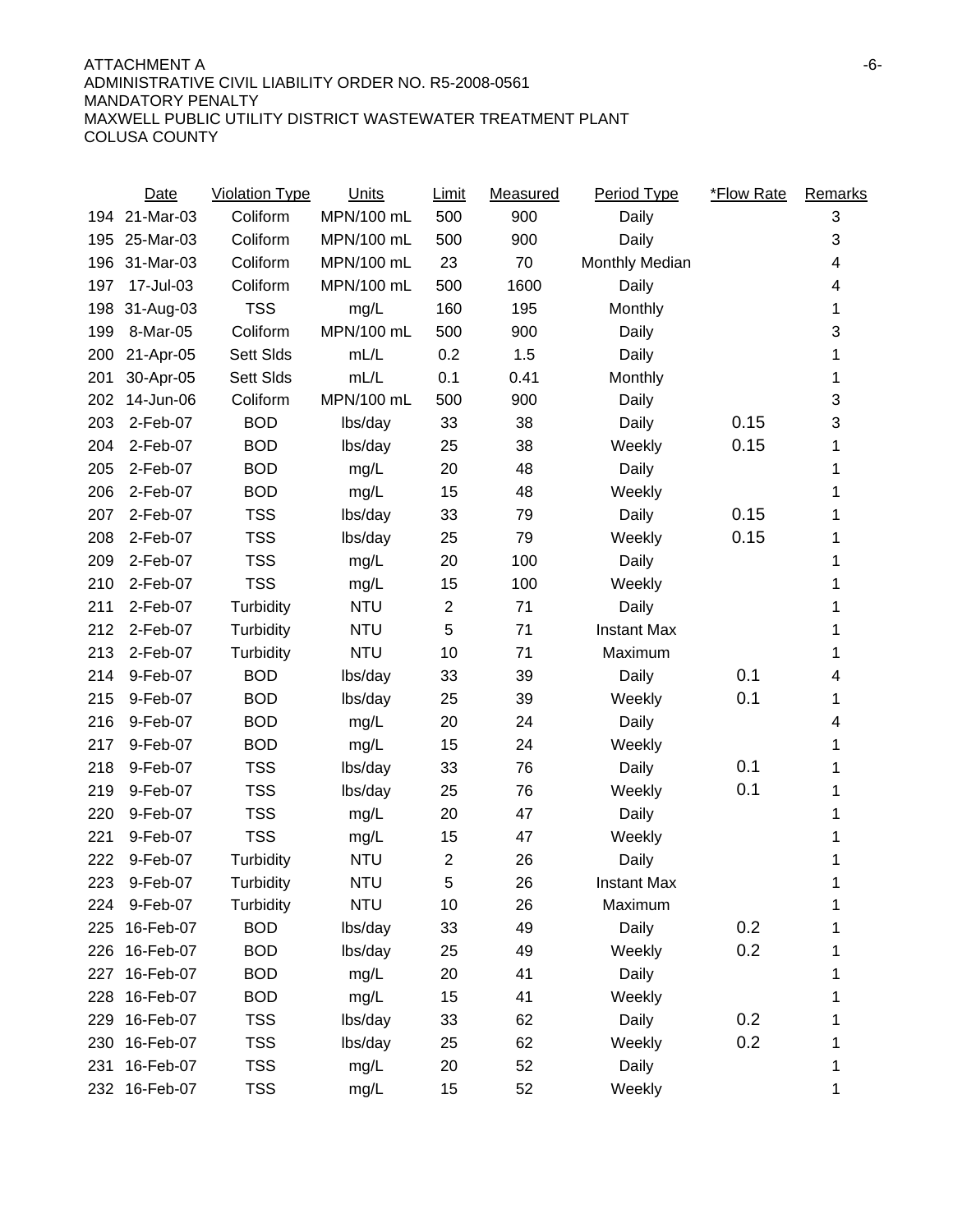| | Date | Violation Type | Units | Limit | Measured | Period Type | *Flow Rate | Remarks |
|---|---|---|---|---|---|---|---|---|
| 194 | 21-Mar-03 | Coliform | MPN/100 mL | 500 | 900 | Daily | | 3 |
| 195 | 25-Mar-03 | Coliform | MPN/100 mL | 500 | 900 | Daily | | 3 |
| 196 | 31-Mar-03 | Coliform | MPN/100 mL | 23 | 70 | Monthly Median | | 4 |
| 197 | 17-Jul-03 | Coliform | MPN/100 mL | 500 | 1600 | Daily | | 4 |
| 198 | 31-Aug-03 | TSS | mg/L | 160 | 195 | Monthly | | 1 |
| 199 | 8-Mar-05 | Coliform | MPN/100 mL | 500 | 900 | Daily | | 3 |
| 200 | 21-Apr-05 | Sett Slds | mL/L | 0.2 | 1.5 | Daily | | 1 |
| 201 | 30-Apr-05 | Sett Slds | mL/L | 0.1 | 0.41 | Monthly | | 1 |
| 202 | 14-Jun-06 | Coliform | MPN/100 mL | 500 | 900 | Daily | | 3 |
| 203 | 2-Feb-07 | BOD | lbs/day | 33 | 38 | Daily | 0.15 | 3 |
| 204 | 2-Feb-07 | BOD | lbs/day | 25 | 38 | Weekly | 0.15 | 1 |
| 205 | 2-Feb-07 | BOD | mg/L | 20 | 48 | Daily | | 1 |
| 206 | 2-Feb-07 | BOD | mg/L | 15 | 48 | Weekly | | 1 |
| 207 | 2-Feb-07 | TSS | lbs/day | 33 | 79 | Daily | 0.15 | 1 |
| 208 | 2-Feb-07 | TSS | lbs/day | 25 | 79 | Weekly | 0.15 | 1 |
| 209 | 2-Feb-07 | TSS | mg/L | 20 | 100 | Daily | | 1 |
| 210 | 2-Feb-07 | TSS | mg/L | 15 | 100 | Weekly | | 1 |
| 211 | 2-Feb-07 | Turbidity | NTU | 2 | 71 | Daily | | 1 |
| 212 | 2-Feb-07 | Turbidity | NTU | 5 | 71 | Instant Max | | 1 |
| 213 | 2-Feb-07 | Turbidity | NTU | 10 | 71 | Maximum | | 1 |
| 214 | 9-Feb-07 | BOD | lbs/day | 33 | 39 | Daily | 0.1 | 4 |
| 215 | 9-Feb-07 | BOD | lbs/day | 25 | 39 | Weekly | 0.1 | 1 |
| 216 | 9-Feb-07 | BOD | mg/L | 20 | 24 | Daily | | 4 |
| 217 | 9-Feb-07 | BOD | mg/L | 15 | 24 | Weekly | | 1 |
| 218 | 9-Feb-07 | TSS | lbs/day | 33 | 76 | Daily | 0.1 | 1 |
| 219 | 9-Feb-07 | TSS | lbs/day | 25 | 76 | Weekly | 0.1 | 1 |
| 220 | 9-Feb-07 | TSS | mg/L | 20 | 47 | Daily | | 1 |
| 221 | 9-Feb-07 | TSS | mg/L | 15 | 47 | Weekly | | 1 |
| 222 | 9-Feb-07 | Turbidity | NTU | 2 | 26 | Daily | | 1 |
| 223 | 9-Feb-07 | Turbidity | NTU | 5 | 26 | Instant Max | | 1 |
| 224 | 9-Feb-07 | Turbidity | NTU | 10 | 26 | Maximum | | 1 |
| 225 | 16-Feb-07 | BOD | lbs/day | 33 | 49 | Daily | 0.2 | 1 |
| 226 | 16-Feb-07 | BOD | lbs/day | 25 | 49 | Weekly | 0.2 | 1 |
| 227 | 16-Feb-07 | BOD | mg/L | 20 | 41 | Daily | | 1 |
| 228 | 16-Feb-07 | BOD | mg/L | 15 | 41 | Weekly | | 1 |
| 229 | 16-Feb-07 | TSS | lbs/day | 33 | 62 | Daily | 0.2 | 1 |
| 230 | 16-Feb-07 | TSS | lbs/day | 25 | 62 | Weekly | 0.2 | 1 |
| 231 | 16-Feb-07 | TSS | mg/L | 20 | 52 | Daily | | 1 |
| 232 | 16-Feb-07 | TSS | mg/L | 15 | 52 | Weekly | | 1 |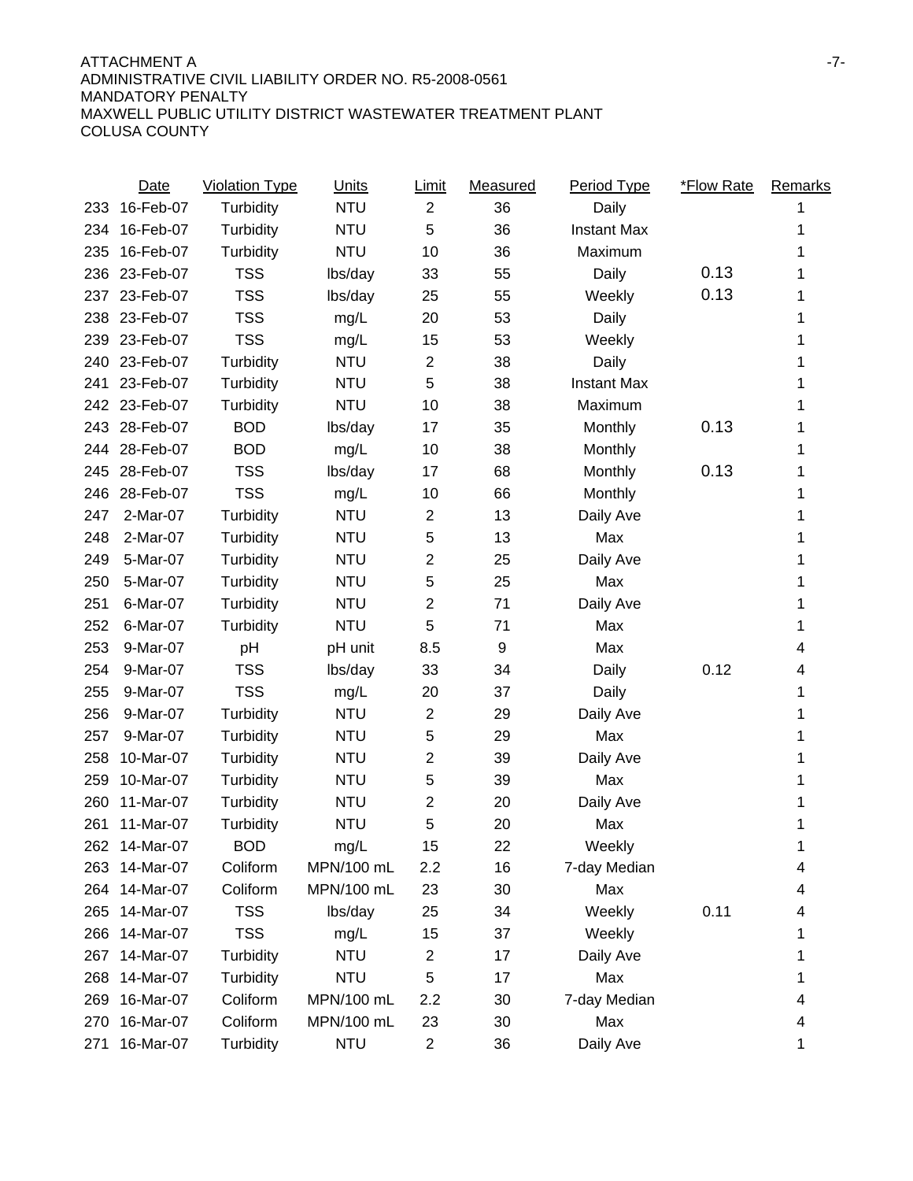ATTACHMENT A
ADMINISTRATIVE CIVIL LIABILITY ORDER NO. R5-2008-0561
MANDATORY PENALTY
MAXWELL PUBLIC UTILITY DISTRICT WASTEWATER TREATMENT PLANT
COLUSA COUNTY

| | Date | Violation Type | Units | Limit | Measured | Period Type | *Flow Rate | Remarks |
|---|---|---|---|---|---|---|---|---|
| 233 | 16-Feb-07 | Turbidity | NTU | 2 | 36 | Daily | | 1 |
| 234 | 16-Feb-07 | Turbidity | NTU | 5 | 36 | Instant Max | | 1 |
| 235 | 16-Feb-07 | Turbidity | NTU | 10 | 36 | Maximum | | 1 |
| 236 | 23-Feb-07 | TSS | lbs/day | 33 | 55 | Daily | 0.13 | 1 |
| 237 | 23-Feb-07 | TSS | lbs/day | 25 | 55 | Weekly | 0.13 | 1 |
| 238 | 23-Feb-07 | TSS | mg/L | 20 | 53 | Daily | | 1 |
| 239 | 23-Feb-07 | TSS | mg/L | 15 | 53 | Weekly | | 1 |
| 240 | 23-Feb-07 | Turbidity | NTU | 2 | 38 | Daily | | 1 |
| 241 | 23-Feb-07 | Turbidity | NTU | 5 | 38 | Instant Max | | 1 |
| 242 | 23-Feb-07 | Turbidity | NTU | 10 | 38 | Maximum | | 1 |
| 243 | 28-Feb-07 | BOD | lbs/day | 17 | 35 | Monthly | 0.13 | 1 |
| 244 | 28-Feb-07 | BOD | mg/L | 10 | 38 | Monthly | | 1 |
| 245 | 28-Feb-07 | TSS | lbs/day | 17 | 68 | Monthly | 0.13 | 1 |
| 246 | 28-Feb-07 | TSS | mg/L | 10 | 66 | Monthly | | 1 |
| 247 | 2-Mar-07 | Turbidity | NTU | 2 | 13 | Daily Ave | | 1 |
| 248 | 2-Mar-07 | Turbidity | NTU | 5 | 13 | Max | | 1 |
| 249 | 5-Mar-07 | Turbidity | NTU | 2 | 25 | Daily Ave | | 1 |
| 250 | 5-Mar-07 | Turbidity | NTU | 5 | 25 | Max | | 1 |
| 251 | 6-Mar-07 | Turbidity | NTU | 2 | 71 | Daily Ave | | 1 |
| 252 | 6-Mar-07 | Turbidity | NTU | 5 | 71 | Max | | 1 |
| 253 | 9-Mar-07 | pH | pH unit | 8.5 | 9 | Max | | 4 |
| 254 | 9-Mar-07 | TSS | lbs/day | 33 | 34 | Daily | 0.12 | 4 |
| 255 | 9-Mar-07 | TSS | mg/L | 20 | 37 | Daily | | 1 |
| 256 | 9-Mar-07 | Turbidity | NTU | 2 | 29 | Daily Ave | | 1 |
| 257 | 9-Mar-07 | Turbidity | NTU | 5 | 29 | Max | | 1 |
| 258 | 10-Mar-07 | Turbidity | NTU | 2 | 39 | Daily Ave | | 1 |
| 259 | 10-Mar-07 | Turbidity | NTU | 5 | 39 | Max | | 1 |
| 260 | 11-Mar-07 | Turbidity | NTU | 2 | 20 | Daily Ave | | 1 |
| 261 | 11-Mar-07 | Turbidity | NTU | 5 | 20 | Max | | 1 |
| 262 | 14-Mar-07 | BOD | mg/L | 15 | 22 | Weekly | | 1 |
| 263 | 14-Mar-07 | Coliform | MPN/100 mL | 2.2 | 16 | 7-day Median | | 4 |
| 264 | 14-Mar-07 | Coliform | MPN/100 mL | 23 | 30 | Max | | 4 |
| 265 | 14-Mar-07 | TSS | lbs/day | 25 | 34 | Weekly | 0.11 | 4 |
| 266 | 14-Mar-07 | TSS | mg/L | 15 | 37 | Weekly | | 1 |
| 267 | 14-Mar-07 | Turbidity | NTU | 2 | 17 | Daily Ave | | 1 |
| 268 | 14-Mar-07 | Turbidity | NTU | 5 | 17 | Max | | 1 |
| 269 | 16-Mar-07 | Coliform | MPN/100 mL | 2.2 | 30 | 7-day Median | | 4 |
| 270 | 16-Mar-07 | Coliform | MPN/100 mL | 23 | 30 | Max | | 4 |
| 271 | 16-Mar-07 | Turbidity | NTU | 2 | 36 | Daily Ave | | 1 |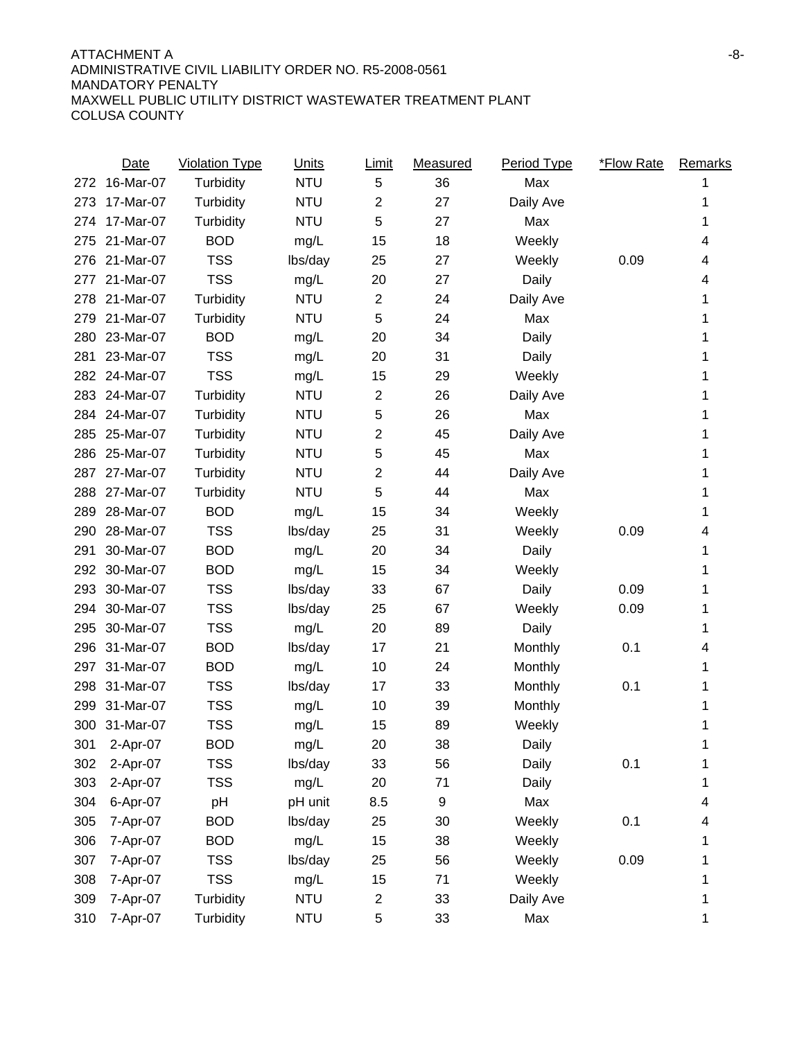ATTACHMENT A
ADMINISTRATIVE CIVIL LIABILITY ORDER NO. R5-2008-0561
MANDATORY PENALTY
MAXWELL PUBLIC UTILITY DISTRICT WASTEWATER TREATMENT PLANT
COLUSA COUNTY

| | Date | Violation Type | Units | Limit | Measured | Period Type | *Flow Rate | Remarks |
|---|---|---|---|---|---|---|---|---|
| 272 | 16-Mar-07 | Turbidity | NTU | 5 | 36 | Max | | 1 |
| 273 | 17-Mar-07 | Turbidity | NTU | 2 | 27 | Daily Ave | | 1 |
| 274 | 17-Mar-07 | Turbidity | NTU | 5 | 27 | Max | | 1 |
| 275 | 21-Mar-07 | BOD | mg/L | 15 | 18 | Weekly | | 4 |
| 276 | 21-Mar-07 | TSS | lbs/day | 25 | 27 | Weekly | 0.09 | 4 |
| 277 | 21-Mar-07 | TSS | mg/L | 20 | 27 | Daily | | 4 |
| 278 | 21-Mar-07 | Turbidity | NTU | 2 | 24 | Daily Ave | | 1 |
| 279 | 21-Mar-07 | Turbidity | NTU | 5 | 24 | Max | | 1 |
| 280 | 23-Mar-07 | BOD | mg/L | 20 | 34 | Daily | | 1 |
| 281 | 23-Mar-07 | TSS | mg/L | 20 | 31 | Daily | | 1 |
| 282 | 24-Mar-07 | TSS | mg/L | 15 | 29 | Weekly | | 1 |
| 283 | 24-Mar-07 | Turbidity | NTU | 2 | 26 | Daily Ave | | 1 |
| 284 | 24-Mar-07 | Turbidity | NTU | 5 | 26 | Max | | 1 |
| 285 | 25-Mar-07 | Turbidity | NTU | 2 | 45 | Daily Ave | | 1 |
| 286 | 25-Mar-07 | Turbidity | NTU | 5 | 45 | Max | | 1 |
| 287 | 27-Mar-07 | Turbidity | NTU | 2 | 44 | Daily Ave | | 1 |
| 288 | 27-Mar-07 | Turbidity | NTU | 5 | 44 | Max | | 1 |
| 289 | 28-Mar-07 | BOD | mg/L | 15 | 34 | Weekly | | 1 |
| 290 | 28-Mar-07 | TSS | lbs/day | 25 | 31 | Weekly | 0.09 | 4 |
| 291 | 30-Mar-07 | BOD | mg/L | 20 | 34 | Daily | | 1 |
| 292 | 30-Mar-07 | BOD | mg/L | 15 | 34 | Weekly | | 1 |
| 293 | 30-Mar-07 | TSS | lbs/day | 33 | 67 | Daily | 0.09 | 1 |
| 294 | 30-Mar-07 | TSS | lbs/day | 25 | 67 | Weekly | 0.09 | 1 |
| 295 | 30-Mar-07 | TSS | mg/L | 20 | 89 | Daily | | 1 |
| 296 | 31-Mar-07 | BOD | lbs/day | 17 | 21 | Monthly | 0.1 | 4 |
| 297 | 31-Mar-07 | BOD | mg/L | 10 | 24 | Monthly | | 1 |
| 298 | 31-Mar-07 | TSS | lbs/day | 17 | 33 | Monthly | 0.1 | 1 |
| 299 | 31-Mar-07 | TSS | mg/L | 10 | 39 | Monthly | | 1 |
| 300 | 31-Mar-07 | TSS | mg/L | 15 | 89 | Weekly | | 1 |
| 301 | 2-Apr-07 | BOD | mg/L | 20 | 38 | Daily | | 1 |
| 302 | 2-Apr-07 | TSS | lbs/day | 33 | 56 | Daily | 0.1 | 1 |
| 303 | 2-Apr-07 | TSS | mg/L | 20 | 71 | Daily | | 1 |
| 304 | 6-Apr-07 | pH | pH unit | 8.5 | 9 | Max | | 4 |
| 305 | 7-Apr-07 | BOD | lbs/day | 25 | 30 | Weekly | 0.1 | 4 |
| 306 | 7-Apr-07 | BOD | mg/L | 15 | 38 | Weekly | | 1 |
| 307 | 7-Apr-07 | TSS | lbs/day | 25 | 56 | Weekly | 0.09 | 1 |
| 308 | 7-Apr-07 | TSS | mg/L | 15 | 71 | Weekly | | 1 |
| 309 | 7-Apr-07 | Turbidity | NTU | 2 | 33 | Daily Ave | | 1 |
| 310 | 7-Apr-07 | Turbidity | NTU | 5 | 33 | Max | | 1 |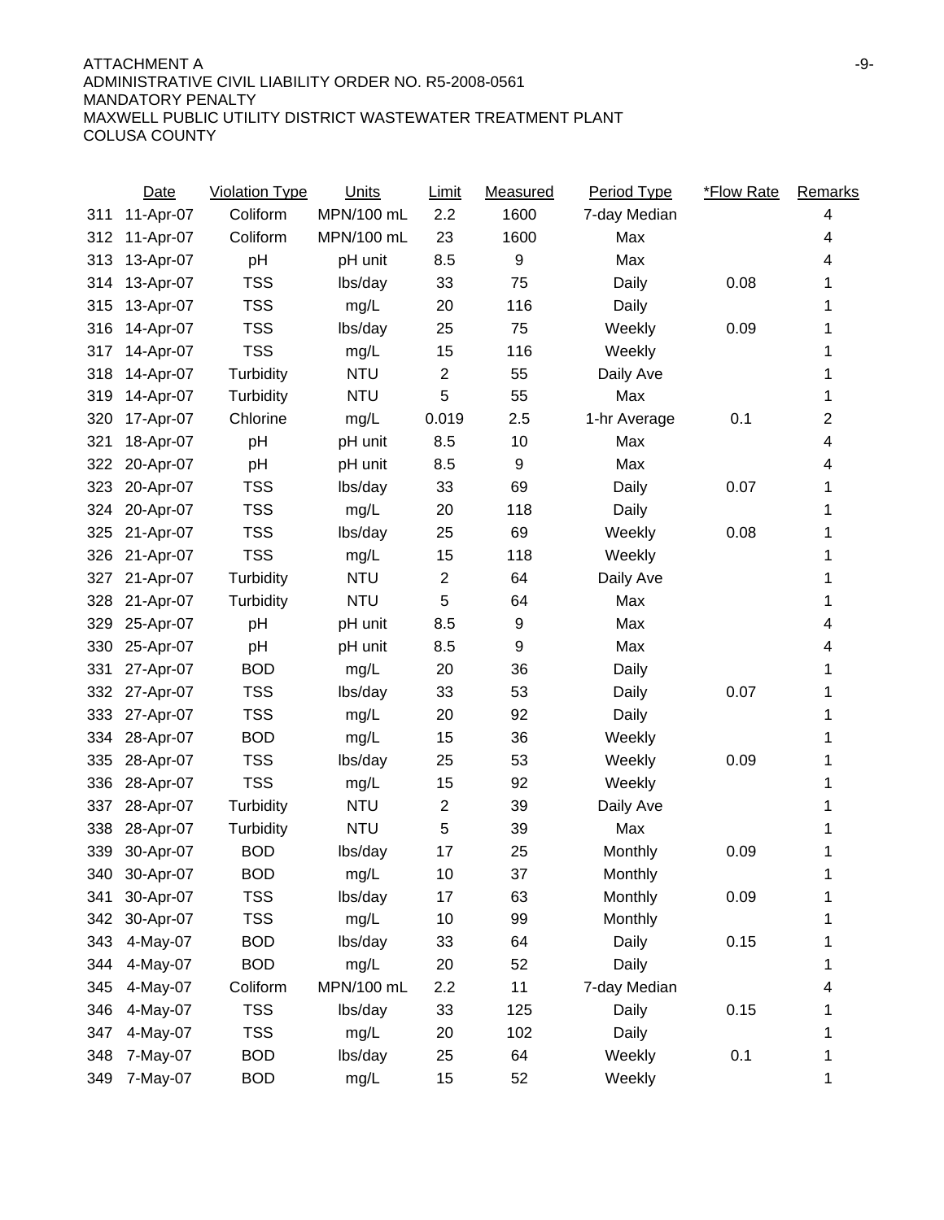ATTACHMENT A
ADMINISTRATIVE CIVIL LIABILITY ORDER NO. R5-2008-0561
MANDATORY PENALTY
MAXWELL PUBLIC UTILITY DISTRICT WASTEWATER TREATMENT PLANT
COLUSA COUNTY

| | Date | Violation Type | Units | Limit | Measured | Period Type | *Flow Rate | Remarks |
|---|---|---|---|---|---|---|---|---|
| 311 | 11-Apr-07 | Coliform | MPN/100 mL | 2.2 | 1600 | 7-day Median | | 4 |
| 312 | 11-Apr-07 | Coliform | MPN/100 mL | 23 | 1600 | Max | | 4 |
| 313 | 13-Apr-07 | pH | pH unit | 8.5 | 9 | Max | | 4 |
| 314 | 13-Apr-07 | TSS | lbs/day | 33 | 75 | Daily | 0.08 | 1 |
| 315 | 13-Apr-07 | TSS | mg/L | 20 | 116 | Daily | | 1 |
| 316 | 14-Apr-07 | TSS | lbs/day | 25 | 75 | Weekly | 0.09 | 1 |
| 317 | 14-Apr-07 | TSS | mg/L | 15 | 116 | Weekly | | 1 |
| 318 | 14-Apr-07 | Turbidity | NTU | 2 | 55 | Daily Ave | | 1 |
| 319 | 14-Apr-07 | Turbidity | NTU | 5 | 55 | Max | | 1 |
| 320 | 17-Apr-07 | Chlorine | mg/L | 0.019 | 2.5 | 1-hr Average | 0.1 | 2 |
| 321 | 18-Apr-07 | pH | pH unit | 8.5 | 10 | Max | | 4 |
| 322 | 20-Apr-07 | pH | pH unit | 8.5 | 9 | Max | | 4 |
| 323 | 20-Apr-07 | TSS | lbs/day | 33 | 69 | Daily | 0.07 | 1 |
| 324 | 20-Apr-07 | TSS | mg/L | 20 | 118 | Daily | | 1 |
| 325 | 21-Apr-07 | TSS | lbs/day | 25 | 69 | Weekly | 0.08 | 1 |
| 326 | 21-Apr-07 | TSS | mg/L | 15 | 118 | Weekly | | 1 |
| 327 | 21-Apr-07 | Turbidity | NTU | 2 | 64 | Daily Ave | | 1 |
| 328 | 21-Apr-07 | Turbidity | NTU | 5 | 64 | Max | | 1 |
| 329 | 25-Apr-07 | pH | pH unit | 8.5 | 9 | Max | | 4 |
| 330 | 25-Apr-07 | pH | pH unit | 8.5 | 9 | Max | | 4 |
| 331 | 27-Apr-07 | BOD | mg/L | 20 | 36 | Daily | | 1 |
| 332 | 27-Apr-07 | TSS | lbs/day | 33 | 53 | Daily | 0.07 | 1 |
| 333 | 27-Apr-07 | TSS | mg/L | 20 | 92 | Daily | | 1 |
| 334 | 28-Apr-07 | BOD | mg/L | 15 | 36 | Weekly | | 1 |
| 335 | 28-Apr-07 | TSS | lbs/day | 25 | 53 | Weekly | 0.09 | 1 |
| 336 | 28-Apr-07 | TSS | mg/L | 15 | 92 | Weekly | | 1 |
| 337 | 28-Apr-07 | Turbidity | NTU | 2 | 39 | Daily Ave | | 1 |
| 338 | 28-Apr-07 | Turbidity | NTU | 5 | 39 | Max | | 1 |
| 339 | 30-Apr-07 | BOD | lbs/day | 17 | 25 | Monthly | 0.09 | 1 |
| 340 | 30-Apr-07 | BOD | mg/L | 10 | 37 | Monthly | | 1 |
| 341 | 30-Apr-07 | TSS | lbs/day | 17 | 63 | Monthly | 0.09 | 1 |
| 342 | 30-Apr-07 | TSS | mg/L | 10 | 99 | Monthly | | 1 |
| 343 | 4-May-07 | BOD | lbs/day | 33 | 64 | Daily | 0.15 | 1 |
| 344 | 4-May-07 | BOD | mg/L | 20 | 52 | Daily | | 1 |
| 345 | 4-May-07 | Coliform | MPN/100 mL | 2.2 | 11 | 7-day Median | | 4 |
| 346 | 4-May-07 | TSS | lbs/day | 33 | 125 | Daily | 0.15 | 1 |
| 347 | 4-May-07 | TSS | mg/L | 20 | 102 | Daily | | 1 |
| 348 | 7-May-07 | BOD | lbs/day | 25 | 64 | Weekly | 0.1 | 1 |
| 349 | 7-May-07 | BOD | mg/L | 15 | 52 | Weekly | | 1 |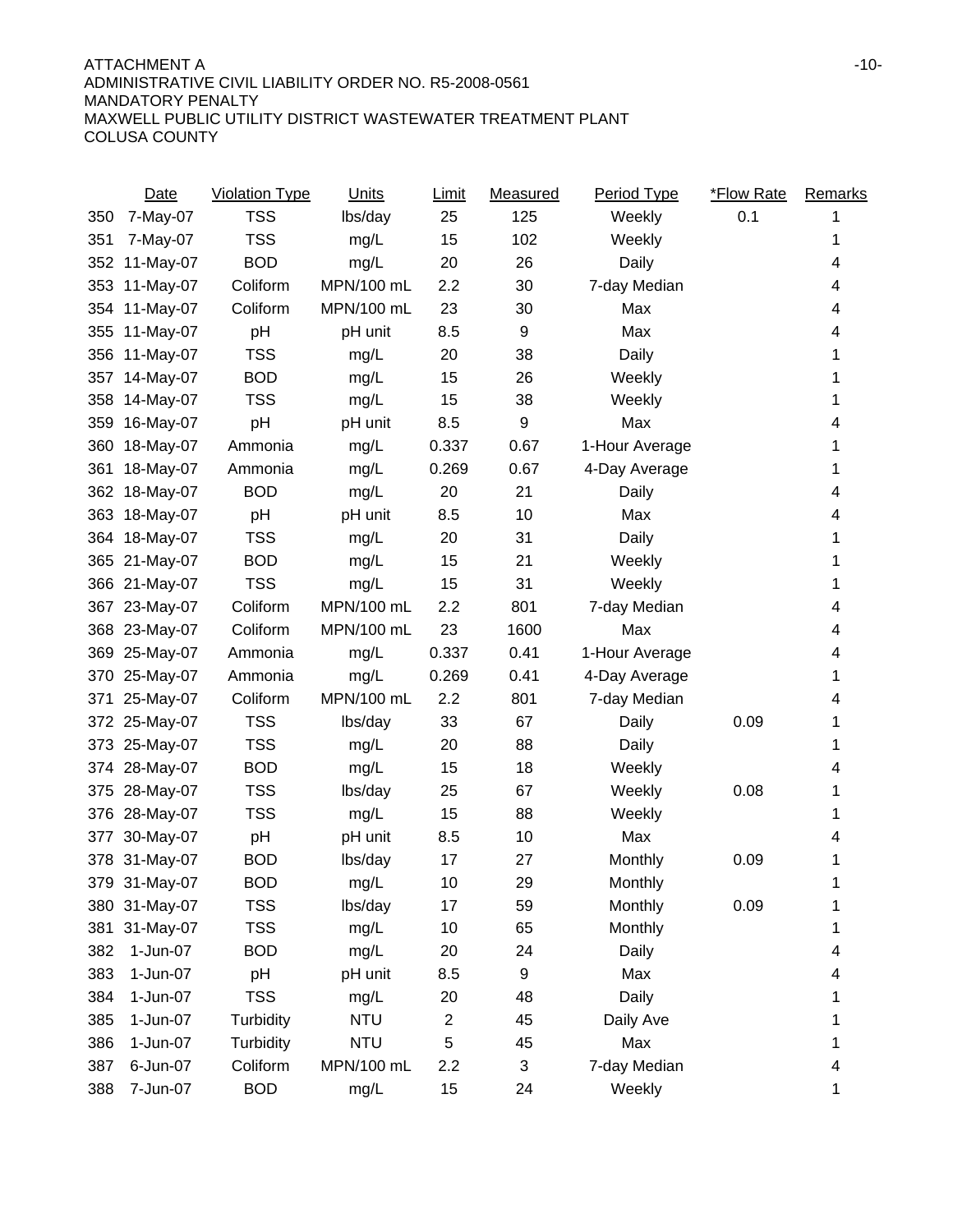ATTACHMENT A
ADMINISTRATIVE CIVIL LIABILITY ORDER NO. R5-2008-0561
MANDATORY PENALTY
MAXWELL PUBLIC UTILITY DISTRICT WASTEWATER TREATMENT PLANT
COLUSA COUNTY

| | Date | Violation Type | Units | Limit | Measured | Period Type | *Flow Rate | Remarks |
|---|---|---|---|---|---|---|---|---|
| 350 | 7-May-07 | TSS | lbs/day | 25 | 125 | Weekly | 0.1 | 1 |
| 351 | 7-May-07 | TSS | mg/L | 15 | 102 | Weekly | | 1 |
| 352 | 11-May-07 | BOD | mg/L | 20 | 26 | Daily | | 4 |
| 353 | 11-May-07 | Coliform | MPN/100 mL | 2.2 | 30 | 7-day Median | | 4 |
| 354 | 11-May-07 | Coliform | MPN/100 mL | 23 | 30 | Max | | 4 |
| 355 | 11-May-07 | pH | pH unit | 8.5 | 9 | Max | | 4 |
| 356 | 11-May-07 | TSS | mg/L | 20 | 38 | Daily | | 1 |
| 357 | 14-May-07 | BOD | mg/L | 15 | 26 | Weekly | | 1 |
| 358 | 14-May-07 | TSS | mg/L | 15 | 38 | Weekly | | 1 |
| 359 | 16-May-07 | pH | pH unit | 8.5 | 9 | Max | | 4 |
| 360 | 18-May-07 | Ammonia | mg/L | 0.337 | 0.67 | 1-Hour Average | | 1 |
| 361 | 18-May-07 | Ammonia | mg/L | 0.269 | 0.67 | 4-Day Average | | 1 |
| 362 | 18-May-07 | BOD | mg/L | 20 | 21 | Daily | | 4 |
| 363 | 18-May-07 | pH | pH unit | 8.5 | 10 | Max | | 4 |
| 364 | 18-May-07 | TSS | mg/L | 20 | 31 | Daily | | 1 |
| 365 | 21-May-07 | BOD | mg/L | 15 | 21 | Weekly | | 1 |
| 366 | 21-May-07 | TSS | mg/L | 15 | 31 | Weekly | | 1 |
| 367 | 23-May-07 | Coliform | MPN/100 mL | 2.2 | 801 | 7-day Median | | 4 |
| 368 | 23-May-07 | Coliform | MPN/100 mL | 23 | 1600 | Max | | 4 |
| 369 | 25-May-07 | Ammonia | mg/L | 0.337 | 0.41 | 1-Hour Average | | 4 |
| 370 | 25-May-07 | Ammonia | mg/L | 0.269 | 0.41 | 4-Day Average | | 1 |
| 371 | 25-May-07 | Coliform | MPN/100 mL | 2.2 | 801 | 7-day Median | | 4 |
| 372 | 25-May-07 | TSS | lbs/day | 33 | 67 | Daily | 0.09 | 1 |
| 373 | 25-May-07 | TSS | mg/L | 20 | 88 | Daily | | 1 |
| 374 | 28-May-07 | BOD | mg/L | 15 | 18 | Weekly | | 4 |
| 375 | 28-May-07 | TSS | lbs/day | 25 | 67 | Weekly | 0.08 | 1 |
| 376 | 28-May-07 | TSS | mg/L | 15 | 88 | Weekly | | 1 |
| 377 | 30-May-07 | pH | pH unit | 8.5 | 10 | Max | | 4 |
| 378 | 31-May-07 | BOD | lbs/day | 17 | 27 | Monthly | 0.09 | 1 |
| 379 | 31-May-07 | BOD | mg/L | 10 | 29 | Monthly | | 1 |
| 380 | 31-May-07 | TSS | lbs/day | 17 | 59 | Monthly | 0.09 | 1 |
| 381 | 31-May-07 | TSS | mg/L | 10 | 65 | Monthly | | 1 |
| 382 | 1-Jun-07 | BOD | mg/L | 20 | 24 | Daily | | 4 |
| 383 | 1-Jun-07 | pH | pH unit | 8.5 | 9 | Max | | 4 |
| 384 | 1-Jun-07 | TSS | mg/L | 20 | 48 | Daily | | 1 |
| 385 | 1-Jun-07 | Turbidity | NTU | 2 | 45 | Daily Ave | | 1 |
| 386 | 1-Jun-07 | Turbidity | NTU | 5 | 45 | Max | | 1 |
| 387 | 6-Jun-07 | Coliform | MPN/100 mL | 2.2 | 3 | 7-day Median | | 4 |
| 388 | 7-Jun-07 | BOD | mg/L | 15 | 24 | Weekly | | 1 |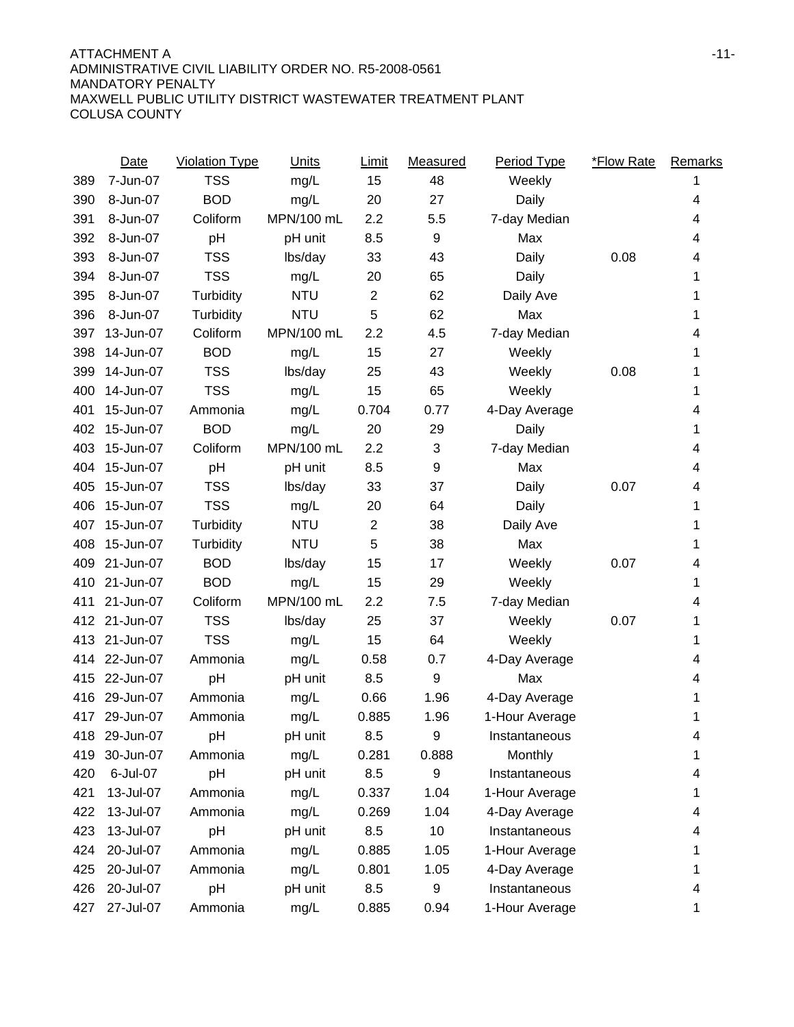ATTACHMENT A
ADMINISTRATIVE CIVIL LIABILITY ORDER NO. R5-2008-0561
MANDATORY PENALTY
MAXWELL PUBLIC UTILITY DISTRICT WASTEWATER TREATMENT PLANT
COLUSA COUNTY

| | Date | Violation Type | Units | Limit | Measured | Period Type | *Flow Rate | Remarks |
|---|---|---|---|---|---|---|---|---|
| 389 | 7-Jun-07 | TSS | mg/L | 15 | 48 | Weekly | | 1 |
| 390 | 8-Jun-07 | BOD | mg/L | 20 | 27 | Daily | | 4 |
| 391 | 8-Jun-07 | Coliform | MPN/100 mL | 2.2 | 5.5 | 7-day Median | | 4 |
| 392 | 8-Jun-07 | pH | pH unit | 8.5 | 9 | Max | | 4 |
| 393 | 8-Jun-07 | TSS | lbs/day | 33 | 43 | Daily | 0.08 | 4 |
| 394 | 8-Jun-07 | TSS | mg/L | 20 | 65 | Daily | | 1 |
| 395 | 8-Jun-07 | Turbidity | NTU | 2 | 62 | Daily Ave | | 1 |
| 396 | 8-Jun-07 | Turbidity | NTU | 5 | 62 | Max | | 1 |
| 397 | 13-Jun-07 | Coliform | MPN/100 mL | 2.2 | 4.5 | 7-day Median | | 4 |
| 398 | 14-Jun-07 | BOD | mg/L | 15 | 27 | Weekly | | 1 |
| 399 | 14-Jun-07 | TSS | lbs/day | 25 | 43 | Weekly | 0.08 | 1 |
| 400 | 14-Jun-07 | TSS | mg/L | 15 | 65 | Weekly | | 1 |
| 401 | 15-Jun-07 | Ammonia | mg/L | 0.704 | 0.77 | 4-Day Average | | 4 |
| 402 | 15-Jun-07 | BOD | mg/L | 20 | 29 | Daily | | 1 |
| 403 | 15-Jun-07 | Coliform | MPN/100 mL | 2.2 | 3 | 7-day Median | | 4 |
| 404 | 15-Jun-07 | pH | pH unit | 8.5 | 9 | Max | | 4 |
| 405 | 15-Jun-07 | TSS | lbs/day | 33 | 37 | Daily | 0.07 | 4 |
| 406 | 15-Jun-07 | TSS | mg/L | 20 | 64 | Daily | | 1 |
| 407 | 15-Jun-07 | Turbidity | NTU | 2 | 38 | Daily Ave | | 1 |
| 408 | 15-Jun-07 | Turbidity | NTU | 5 | 38 | Max | | 1 |
| 409 | 21-Jun-07 | BOD | lbs/day | 15 | 17 | Weekly | 0.07 | 4 |
| 410 | 21-Jun-07 | BOD | mg/L | 15 | 29 | Weekly | | 1 |
| 411 | 21-Jun-07 | Coliform | MPN/100 mL | 2.2 | 7.5 | 7-day Median | | 4 |
| 412 | 21-Jun-07 | TSS | lbs/day | 25 | 37 | Weekly | 0.07 | 1 |
| 413 | 21-Jun-07 | TSS | mg/L | 15 | 64 | Weekly | | 1 |
| 414 | 22-Jun-07 | Ammonia | mg/L | 0.58 | 0.7 | 4-Day Average | | 4 |
| 415 | 22-Jun-07 | pH | pH unit | 8.5 | 9 | Max | | 4 |
| 416 | 29-Jun-07 | Ammonia | mg/L | 0.66 | 1.96 | 4-Day Average | | 1 |
| 417 | 29-Jun-07 | Ammonia | mg/L | 0.885 | 1.96 | 1-Hour Average | | 1 |
| 418 | 29-Jun-07 | pH | pH unit | 8.5 | 9 | Instantaneous | | 4 |
| 419 | 30-Jun-07 | Ammonia | mg/L | 0.281 | 0.888 | Monthly | | 1 |
| 420 | 6-Jul-07 | pH | pH unit | 8.5 | 9 | Instantaneous | | 4 |
| 421 | 13-Jul-07 | Ammonia | mg/L | 0.337 | 1.04 | 1-Hour Average | | 1 |
| 422 | 13-Jul-07 | Ammonia | mg/L | 0.269 | 1.04 | 4-Day Average | | 4 |
| 423 | 13-Jul-07 | pH | pH unit | 8.5 | 10 | Instantaneous | | 4 |
| 424 | 20-Jul-07 | Ammonia | mg/L | 0.885 | 1.05 | 1-Hour Average | | 1 |
| 425 | 20-Jul-07 | Ammonia | mg/L | 0.801 | 1.05 | 4-Day Average | | 1 |
| 426 | 20-Jul-07 | pH | pH unit | 8.5 | 9 | Instantaneous | | 4 |
| 427 | 27-Jul-07 | Ammonia | mg/L | 0.885 | 0.94 | 1-Hour Average | | 1 |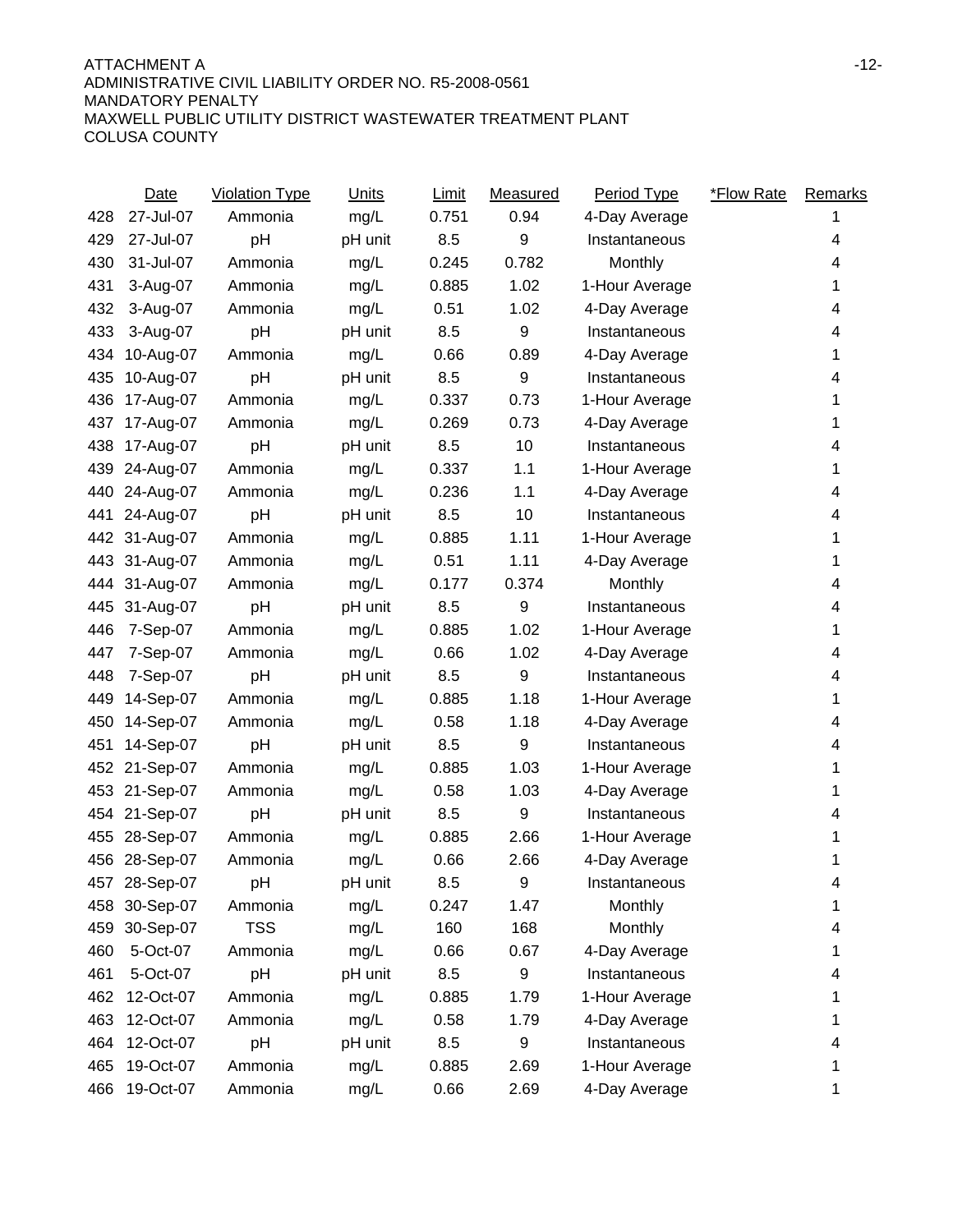ATTACHMENT A
ADMINISTRATIVE CIVIL LIABILITY ORDER NO. R5-2008-0561
MANDATORY PENALTY
MAXWELL PUBLIC UTILITY DISTRICT WASTEWATER TREATMENT PLANT
COLUSA COUNTY

| | Date | Violation Type | Units | Limit | Measured | Period Type | *Flow Rate | Remarks |
|---|---|---|---|---|---|---|---|---|
| 428 | 27-Jul-07 | Ammonia | mg/L | 0.751 | 0.94 | 4-Day Average | | 1 |
| 429 | 27-Jul-07 | pH | pH unit | 8.5 | 9 | Instantaneous | | 4 |
| 430 | 31-Jul-07 | Ammonia | mg/L | 0.245 | 0.782 | Monthly | | 4 |
| 431 | 3-Aug-07 | Ammonia | mg/L | 0.885 | 1.02 | 1-Hour Average | | 1 |
| 432 | 3-Aug-07 | Ammonia | mg/L | 0.51 | 1.02 | 4-Day Average | | 4 |
| 433 | 3-Aug-07 | pH | pH unit | 8.5 | 9 | Instantaneous | | 4 |
| 434 | 10-Aug-07 | Ammonia | mg/L | 0.66 | 0.89 | 4-Day Average | | 1 |
| 435 | 10-Aug-07 | pH | pH unit | 8.5 | 9 | Instantaneous | | 4 |
| 436 | 17-Aug-07 | Ammonia | mg/L | 0.337 | 0.73 | 1-Hour Average | | 1 |
| 437 | 17-Aug-07 | Ammonia | mg/L | 0.269 | 0.73 | 4-Day Average | | 1 |
| 438 | 17-Aug-07 | pH | pH unit | 8.5 | 10 | Instantaneous | | 4 |
| 439 | 24-Aug-07 | Ammonia | mg/L | 0.337 | 1.1 | 1-Hour Average | | 1 |
| 440 | 24-Aug-07 | Ammonia | mg/L | 0.236 | 1.1 | 4-Day Average | | 4 |
| 441 | 24-Aug-07 | pH | pH unit | 8.5 | 10 | Instantaneous | | 4 |
| 442 | 31-Aug-07 | Ammonia | mg/L | 0.885 | 1.11 | 1-Hour Average | | 1 |
| 443 | 31-Aug-07 | Ammonia | mg/L | 0.51 | 1.11 | 4-Day Average | | 1 |
| 444 | 31-Aug-07 | Ammonia | mg/L | 0.177 | 0.374 | Monthly | | 4 |
| 445 | 31-Aug-07 | pH | pH unit | 8.5 | 9 | Instantaneous | | 4 |
| 446 | 7-Sep-07 | Ammonia | mg/L | 0.885 | 1.02 | 1-Hour Average | | 1 |
| 447 | 7-Sep-07 | Ammonia | mg/L | 0.66 | 1.02 | 4-Day Average | | 4 |
| 448 | 7-Sep-07 | pH | pH unit | 8.5 | 9 | Instantaneous | | 4 |
| 449 | 14-Sep-07 | Ammonia | mg/L | 0.885 | 1.18 | 1-Hour Average | | 1 |
| 450 | 14-Sep-07 | Ammonia | mg/L | 0.58 | 1.18 | 4-Day Average | | 4 |
| 451 | 14-Sep-07 | pH | pH unit | 8.5 | 9 | Instantaneous | | 4 |
| 452 | 21-Sep-07 | Ammonia | mg/L | 0.885 | 1.03 | 1-Hour Average | | 1 |
| 453 | 21-Sep-07 | Ammonia | mg/L | 0.58 | 1.03 | 4-Day Average | | 1 |
| 454 | 21-Sep-07 | pH | pH unit | 8.5 | 9 | Instantaneous | | 4 |
| 455 | 28-Sep-07 | Ammonia | mg/L | 0.885 | 2.66 | 1-Hour Average | | 1 |
| 456 | 28-Sep-07 | Ammonia | mg/L | 0.66 | 2.66 | 4-Day Average | | 1 |
| 457 | 28-Sep-07 | pH | pH unit | 8.5 | 9 | Instantaneous | | 4 |
| 458 | 30-Sep-07 | Ammonia | mg/L | 0.247 | 1.47 | Monthly | | 1 |
| 459 | 30-Sep-07 | TSS | mg/L | 160 | 168 | Monthly | | 4 |
| 460 | 5-Oct-07 | Ammonia | mg/L | 0.66 | 0.67 | 4-Day Average | | 1 |
| 461 | 5-Oct-07 | pH | pH unit | 8.5 | 9 | Instantaneous | | 4 |
| 462 | 12-Oct-07 | Ammonia | mg/L | 0.885 | 1.79 | 1-Hour Average | | 1 |
| 463 | 12-Oct-07 | Ammonia | mg/L | 0.58 | 1.79 | 4-Day Average | | 1 |
| 464 | 12-Oct-07 | pH | pH unit | 8.5 | 9 | Instantaneous | | 4 |
| 465 | 19-Oct-07 | Ammonia | mg/L | 0.885 | 2.69 | 1-Hour Average | | 1 |
| 466 | 19-Oct-07 | Ammonia | mg/L | 0.66 | 2.69 | 4-Day Average | | 1 |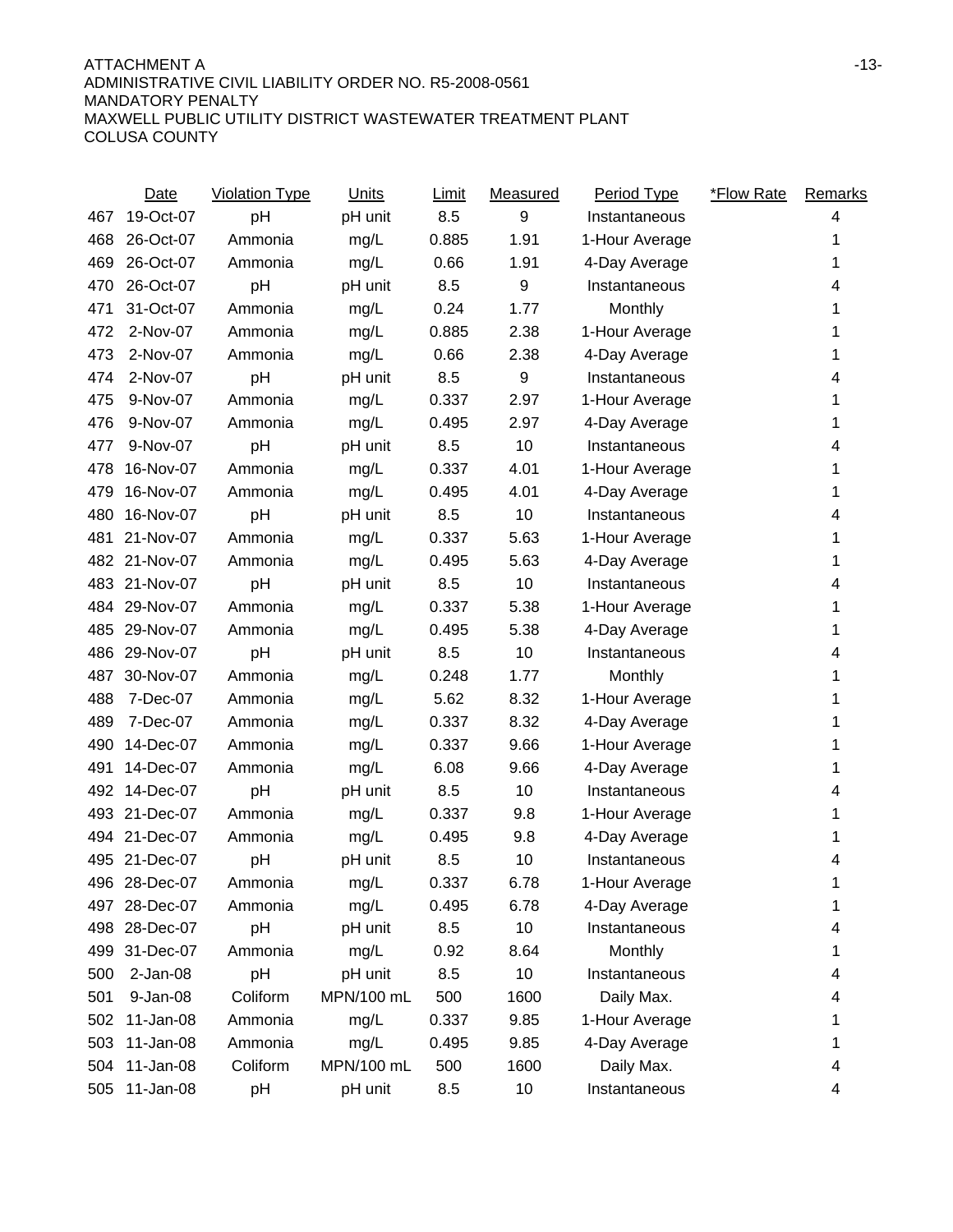ATTACHMENT A
ADMINISTRATIVE CIVIL LIABILITY ORDER NO. R5-2008-0561
MANDATORY PENALTY
MAXWELL PUBLIC UTILITY DISTRICT WASTEWATER TREATMENT PLANT
COLUSA COUNTY

| | Date | Violation Type | Units | Limit | Measured | Period Type | *Flow Rate | Remarks |
|---|---|---|---|---|---|---|---|---|
| 467 | 19-Oct-07 | pH | pH unit | 8.5 | 9 | Instantaneous | | 4 |
| 468 | 26-Oct-07 | Ammonia | mg/L | 0.885 | 1.91 | 1-Hour Average | | 1 |
| 469 | 26-Oct-07 | Ammonia | mg/L | 0.66 | 1.91 | 4-Day Average | | 1 |
| 470 | 26-Oct-07 | pH | pH unit | 8.5 | 9 | Instantaneous | | 4 |
| 471 | 31-Oct-07 | Ammonia | mg/L | 0.24 | 1.77 | Monthly | | 1 |
| 472 | 2-Nov-07 | Ammonia | mg/L | 0.885 | 2.38 | 1-Hour Average | | 1 |
| 473 | 2-Nov-07 | Ammonia | mg/L | 0.66 | 2.38 | 4-Day Average | | 1 |
| 474 | 2-Nov-07 | pH | pH unit | 8.5 | 9 | Instantaneous | | 4 |
| 475 | 9-Nov-07 | Ammonia | mg/L | 0.337 | 2.97 | 1-Hour Average | | 1 |
| 476 | 9-Nov-07 | Ammonia | mg/L | 0.495 | 2.97 | 4-Day Average | | 1 |
| 477 | 9-Nov-07 | pH | pH unit | 8.5 | 10 | Instantaneous | | 4 |
| 478 | 16-Nov-07 | Ammonia | mg/L | 0.337 | 4.01 | 1-Hour Average | | 1 |
| 479 | 16-Nov-07 | Ammonia | mg/L | 0.495 | 4.01 | 4-Day Average | | 1 |
| 480 | 16-Nov-07 | pH | pH unit | 8.5 | 10 | Instantaneous | | 4 |
| 481 | 21-Nov-07 | Ammonia | mg/L | 0.337 | 5.63 | 1-Hour Average | | 1 |
| 482 | 21-Nov-07 | Ammonia | mg/L | 0.495 | 5.63 | 4-Day Average | | 1 |
| 483 | 21-Nov-07 | pH | pH unit | 8.5 | 10 | Instantaneous | | 4 |
| 484 | 29-Nov-07 | Ammonia | mg/L | 0.337 | 5.38 | 1-Hour Average | | 1 |
| 485 | 29-Nov-07 | Ammonia | mg/L | 0.495 | 5.38 | 4-Day Average | | 1 |
| 486 | 29-Nov-07 | pH | pH unit | 8.5 | 10 | Instantaneous | | 4 |
| 487 | 30-Nov-07 | Ammonia | mg/L | 0.248 | 1.77 | Monthly | | 1 |
| 488 | 7-Dec-07 | Ammonia | mg/L | 5.62 | 8.32 | 1-Hour Average | | 1 |
| 489 | 7-Dec-07 | Ammonia | mg/L | 0.337 | 8.32 | 4-Day Average | | 1 |
| 490 | 14-Dec-07 | Ammonia | mg/L | 0.337 | 9.66 | 1-Hour Average | | 1 |
| 491 | 14-Dec-07 | Ammonia | mg/L | 6.08 | 9.66 | 4-Day Average | | 1 |
| 492 | 14-Dec-07 | pH | pH unit | 8.5 | 10 | Instantaneous | | 4 |
| 493 | 21-Dec-07 | Ammonia | mg/L | 0.337 | 9.8 | 1-Hour Average | | 1 |
| 494 | 21-Dec-07 | Ammonia | mg/L | 0.495 | 9.8 | 4-Day Average | | 1 |
| 495 | 21-Dec-07 | pH | pH unit | 8.5 | 10 | Instantaneous | | 4 |
| 496 | 28-Dec-07 | Ammonia | mg/L | 0.337 | 6.78 | 1-Hour Average | | 1 |
| 497 | 28-Dec-07 | Ammonia | mg/L | 0.495 | 6.78 | 4-Day Average | | 1 |
| 498 | 28-Dec-07 | pH | pH unit | 8.5 | 10 | Instantaneous | | 4 |
| 499 | 31-Dec-07 | Ammonia | mg/L | 0.92 | 8.64 | Monthly | | 1 |
| 500 | 2-Jan-08 | pH | pH unit | 8.5 | 10 | Instantaneous | | 4 |
| 501 | 9-Jan-08 | Coliform | MPN/100 mL | 500 | 1600 | Daily Max. | | 4 |
| 502 | 11-Jan-08 | Ammonia | mg/L | 0.337 | 9.85 | 1-Hour Average | | 1 |
| 503 | 11-Jan-08 | Ammonia | mg/L | 0.495 | 9.85 | 4-Day Average | | 1 |
| 504 | 11-Jan-08 | Coliform | MPN/100 mL | 500 | 1600 | Daily Max. | | 4 |
| 505 | 11-Jan-08 | pH | pH unit | 8.5 | 10 | Instantaneous | | 4 |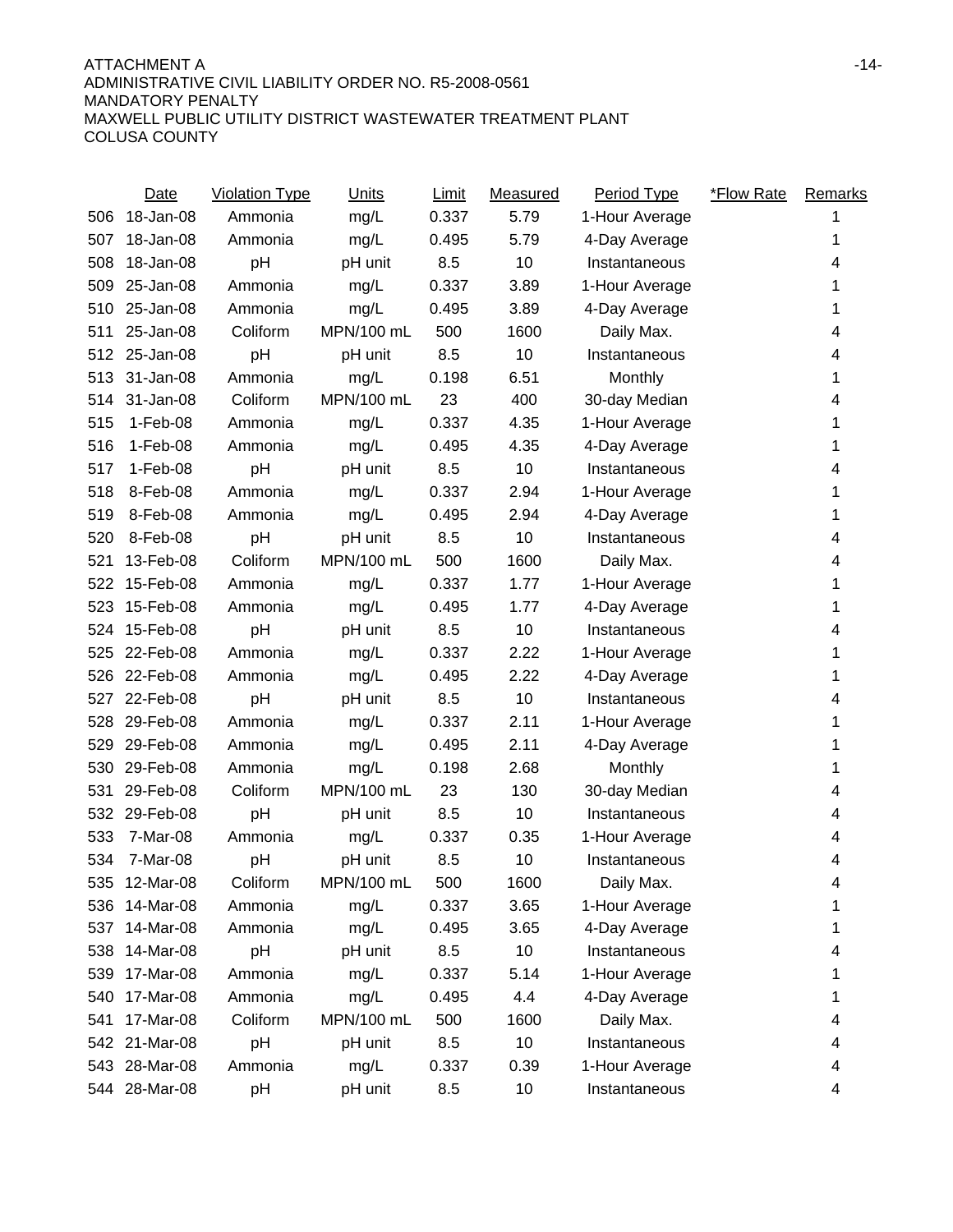ATTACHMENT A
ADMINISTRATIVE CIVIL LIABILITY ORDER NO. R5-2008-0561
MANDATORY PENALTY
MAXWELL PUBLIC UTILITY DISTRICT WASTEWATER TREATMENT PLANT
COLUSA COUNTY

| | Date | Violation Type | Units | Limit | Measured | Period Type | *Flow Rate | Remarks |
|---|---|---|---|---|---|---|---|---|
| 506 | 18-Jan-08 | Ammonia | mg/L | 0.337 | 5.79 | 1-Hour Average | | 1 |
| 507 | 18-Jan-08 | Ammonia | mg/L | 0.495 | 5.79 | 4-Day Average | | 1 |
| 508 | 18-Jan-08 | pH | pH unit | 8.5 | 10 | Instantaneous | | 4 |
| 509 | 25-Jan-08 | Ammonia | mg/L | 0.337 | 3.89 | 1-Hour Average | | 1 |
| 510 | 25-Jan-08 | Ammonia | mg/L | 0.495 | 3.89 | 4-Day Average | | 1 |
| 511 | 25-Jan-08 | Coliform | MPN/100 mL | 500 | 1600 | Daily Max. | | 4 |
| 512 | 25-Jan-08 | pH | pH unit | 8.5 | 10 | Instantaneous | | 4 |
| 513 | 31-Jan-08 | Ammonia | mg/L | 0.198 | 6.51 | Monthly | | 1 |
| 514 | 31-Jan-08 | Coliform | MPN/100 mL | 23 | 400 | 30-day Median | | 4 |
| 515 | 1-Feb-08 | Ammonia | mg/L | 0.337 | 4.35 | 1-Hour Average | | 1 |
| 516 | 1-Feb-08 | Ammonia | mg/L | 0.495 | 4.35 | 4-Day Average | | 1 |
| 517 | 1-Feb-08 | pH | pH unit | 8.5 | 10 | Instantaneous | | 4 |
| 518 | 8-Feb-08 | Ammonia | mg/L | 0.337 | 2.94 | 1-Hour Average | | 1 |
| 519 | 8-Feb-08 | Ammonia | mg/L | 0.495 | 2.94 | 4-Day Average | | 1 |
| 520 | 8-Feb-08 | pH | pH unit | 8.5 | 10 | Instantaneous | | 4 |
| 521 | 13-Feb-08 | Coliform | MPN/100 mL | 500 | 1600 | Daily Max. | | 4 |
| 522 | 15-Feb-08 | Ammonia | mg/L | 0.337 | 1.77 | 1-Hour Average | | 1 |
| 523 | 15-Feb-08 | Ammonia | mg/L | 0.495 | 1.77 | 4-Day Average | | 1 |
| 524 | 15-Feb-08 | pH | pH unit | 8.5 | 10 | Instantaneous | | 4 |
| 525 | 22-Feb-08 | Ammonia | mg/L | 0.337 | 2.22 | 1-Hour Average | | 1 |
| 526 | 22-Feb-08 | Ammonia | mg/L | 0.495 | 2.22 | 4-Day Average | | 1 |
| 527 | 22-Feb-08 | pH | pH unit | 8.5 | 10 | Instantaneous | | 4 |
| 528 | 29-Feb-08 | Ammonia | mg/L | 0.337 | 2.11 | 1-Hour Average | | 1 |
| 529 | 29-Feb-08 | Ammonia | mg/L | 0.495 | 2.11 | 4-Day Average | | 1 |
| 530 | 29-Feb-08 | Ammonia | mg/L | 0.198 | 2.68 | Monthly | | 1 |
| 531 | 29-Feb-08 | Coliform | MPN/100 mL | 23 | 130 | 30-day Median | | 4 |
| 532 | 29-Feb-08 | pH | pH unit | 8.5 | 10 | Instantaneous | | 4 |
| 533 | 7-Mar-08 | Ammonia | mg/L | 0.337 | 0.35 | 1-Hour Average | | 4 |
| 534 | 7-Mar-08 | pH | pH unit | 8.5 | 10 | Instantaneous | | 4 |
| 535 | 12-Mar-08 | Coliform | MPN/100 mL | 500 | 1600 | Daily Max. | | 4 |
| 536 | 14-Mar-08 | Ammonia | mg/L | 0.337 | 3.65 | 1-Hour Average | | 1 |
| 537 | 14-Mar-08 | Ammonia | mg/L | 0.495 | 3.65 | 4-Day Average | | 1 |
| 538 | 14-Mar-08 | pH | pH unit | 8.5 | 10 | Instantaneous | | 4 |
| 539 | 17-Mar-08 | Ammonia | mg/L | 0.337 | 5.14 | 1-Hour Average | | 1 |
| 540 | 17-Mar-08 | Ammonia | mg/L | 0.495 | 4.4 | 4-Day Average | | 1 |
| 541 | 17-Mar-08 | Coliform | MPN/100 mL | 500 | 1600 | Daily Max. | | 4 |
| 542 | 21-Mar-08 | pH | pH unit | 8.5 | 10 | Instantaneous | | 4 |
| 543 | 28-Mar-08 | Ammonia | mg/L | 0.337 | 0.39 | 1-Hour Average | | 4 |
| 544 | 28-Mar-08 | pH | pH unit | 8.5 | 10 | Instantaneous | | 4 |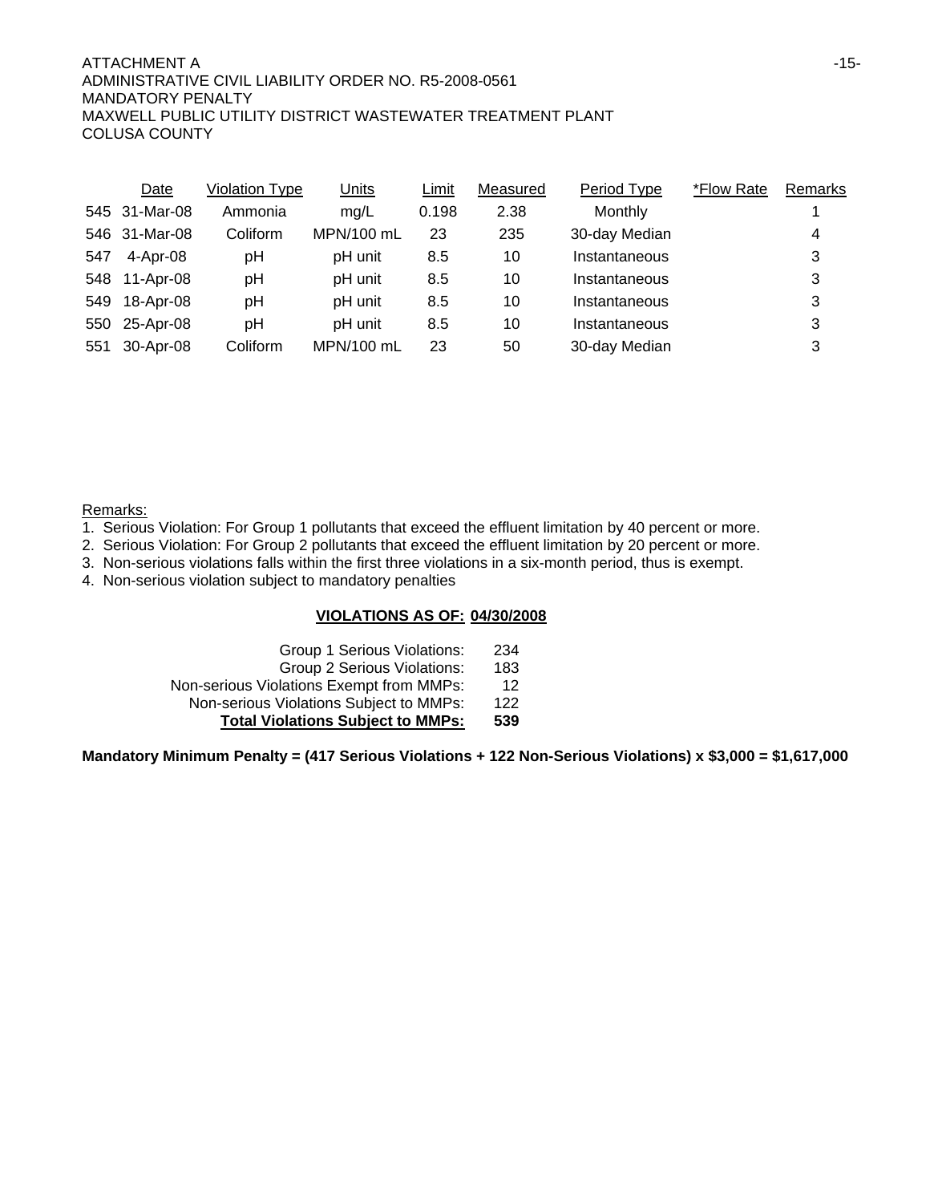| | Date | Violation Type | Units | Limit | Measured | Period Type | *Flow Rate | Remarks |
|---|---|---|---|---|---|---|---|---|
| 545 | 31-Mar-08 | Ammonia | mg/L | 0.198 | 2.38 | Monthly | | 1 |
| 546 | 31-Mar-08 | Coliform | MPN/100 mL | 23 | 235 | 30-day Median | | 4 |
| 547 | 4-Apr-08 | pH | pH unit | 8.5 | 10 | Instantaneous | | 3 |
| 548 | 11-Apr-08 | pH | pH unit | 8.5 | 10 | Instantaneous | | 3 |
| 549 | 18-Apr-08 | pH | pH unit | 8.5 | 10 | Instantaneous | | 3 |
| 550 | 25-Apr-08 | pH | pH unit | 8.5 | 10 | Instantaneous | | 3 |
| 551 | 30-Apr-08 | Coliform | MPN/100 mL | 23 | 50 | 30-day Median | | 3 |

Remarks:

1. Serious Violation: For Group 1 pollutants that exceed the effluent limitation by 40 percent or more.
2. Serious Violation: For Group 2 pollutants that exceed the effluent limitation by 20 percent or more.
3. Non-serious violations falls within the first three violations in a six-month period, thus is exempt.
4. Non-serious violation subject to mandatory penalties

**VIOLATIONS AS OF: 04/30/2008**

| | |
|---|---|
| Group 1 Serious Violations: | 234 |
| Group 2 Serious Violations: | 183 |
| Non-serious Violations Exempt from MMPs: | 12 |
| Non-serious Violations Subject to MMPs: | 122 |
| **Total Violations Subject to MMPs:** | **539** |

**Mandatory Minimum Penalty = (417 Serious Violations + 122 Non-Serious Violations) x $3,000 = $1,617,000**